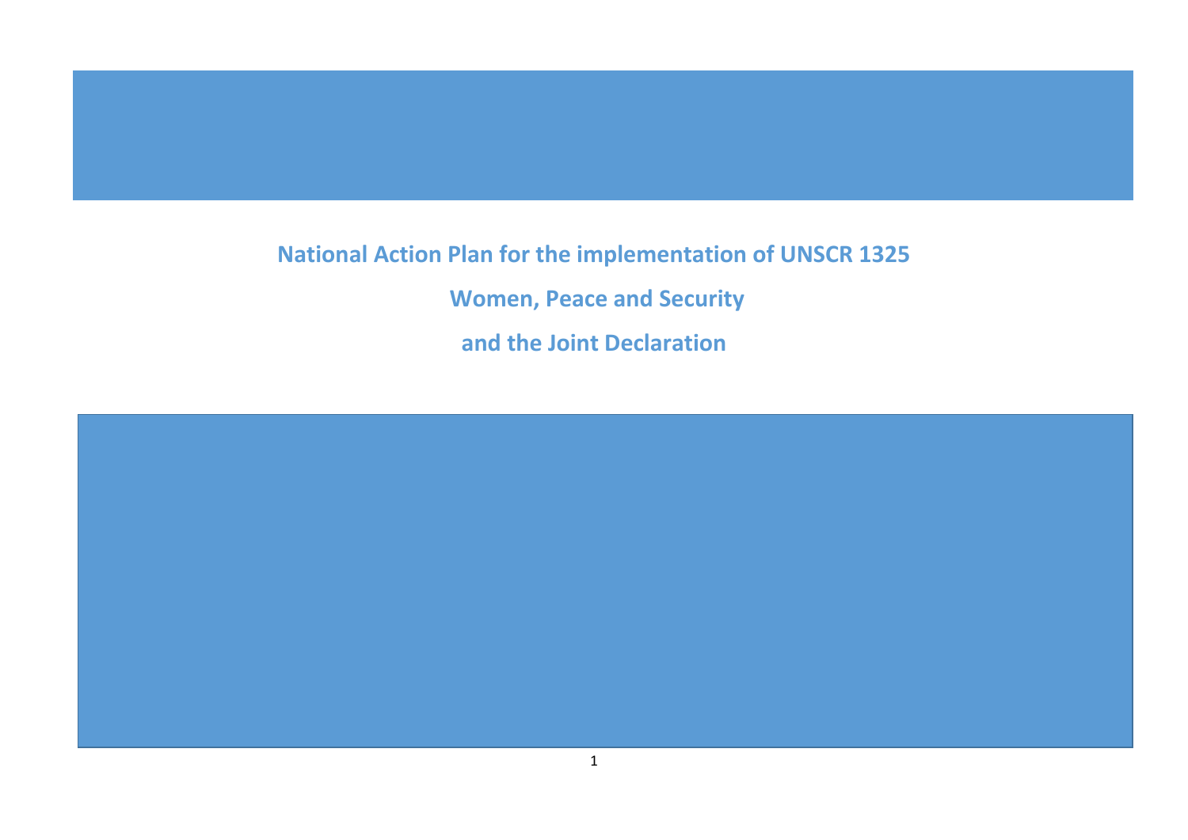# National Action Plan for the implementation of UNSCR 1325

# Women, Peace and Security

# and the Joint Declaration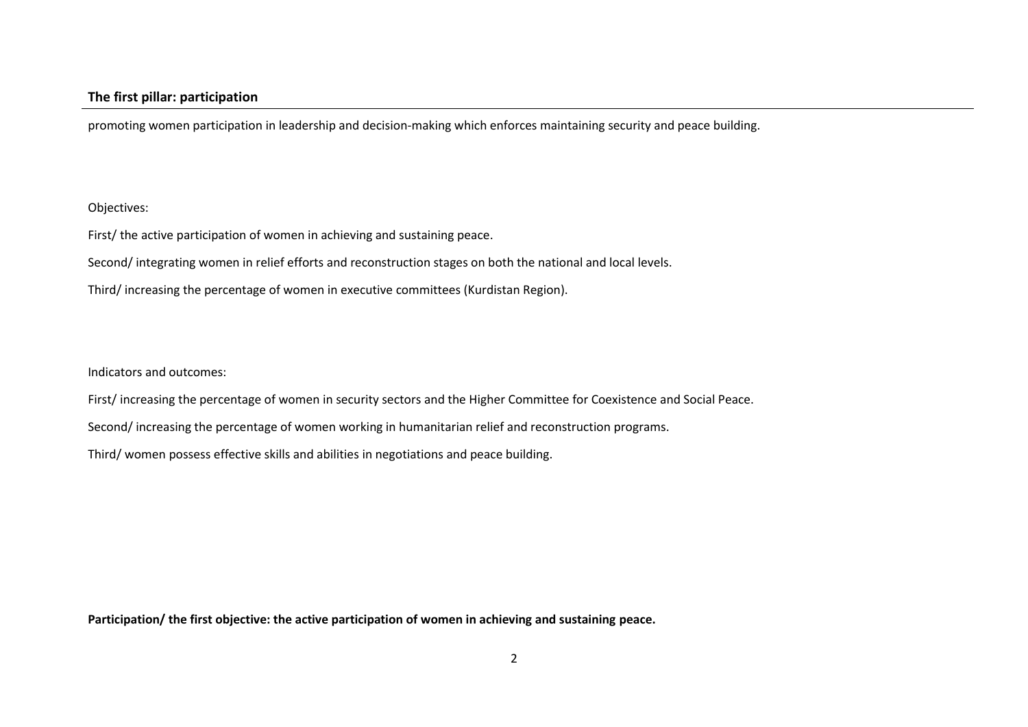## The first pillar: participation

promoting women participation in leadership and decision-making which enforces maintaining security and peace building.

Objectives:

First/ the active participation of women in achieving and sustaining peace.

Second/ integrating women in relief efforts and reconstruction stages on both the national and local levels.

Third/ increasing the percentage of women in executive committees (Kurdistan Region).

Indicators and outcomes:

First/ increasing the percentage of women in security sectors and the Higher Committee for Coexistence and Social Peace.

Second/ increasing the percentage of women working in humanitarian relief and reconstruction programs.

Third/ women possess effective skills and abilities in negotiations and peace building.

**Participation/ the first objective: the active participation of women in achieving and sustaining peace.**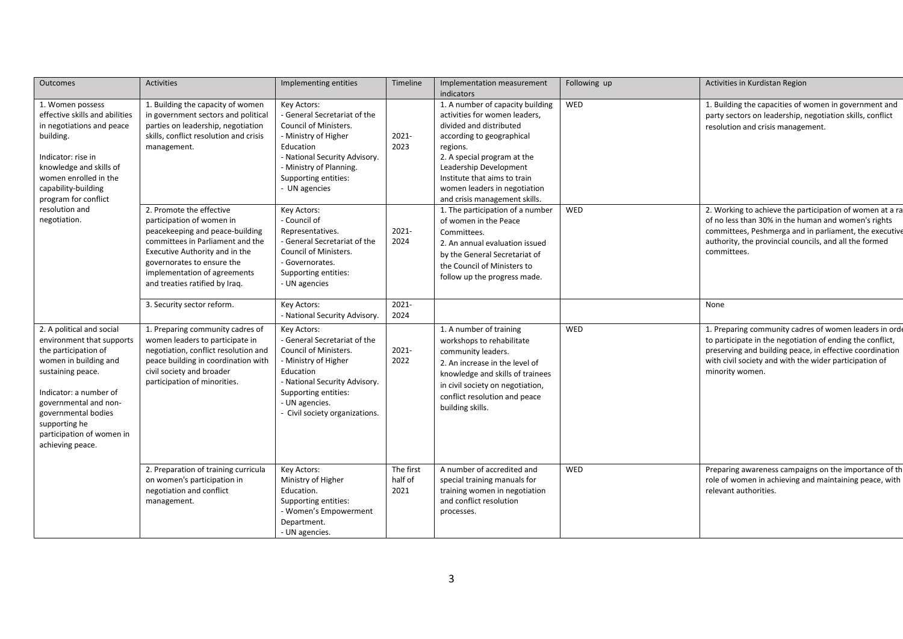| Outcomes | Activities | Implementing entities | Timeline | Implementation measurement indicators | Following up | Activities in Kurdistan Region |
| --- | --- | --- | --- | --- | --- | --- |
| 1. Women possess effective skills and abilities in negotiations and peace building.<br><br>Indicator: rise in knowledge and skills of women enrolled in the capability-building program for conflict resolution and negotiation. | 1. Building the capacity of women in government sectors and political parties on leadership, negotiation skills, conflict resolution and crisis management. | Key Actors:<br>- General Secretariat of the Council of Ministers.<br>- Ministry of Higher Education<br>- National Security Advisory.<br>- Ministry of Planning.<br>Supporting entities:<br>- UN agencies | 2021-2023 | 1. A number of capacity building activities for women leaders, divided and distributed according to geographical regions.<br>2. A special program at the Leadership Development Institute that aims to train women leaders in negotiation and crisis management skills. | WED | 1. Building the capacities of women in government and party sectors on leadership, negotiation skills, conflict resolution and crisis management. |
| | 2. Promote the effective participation of women in peacekeeping and peace-building committees in Parliament and the Executive Authority and in the governorates to ensure the implementation of agreements and treaties ratified by Iraq. | Key Actors:<br>- Council of Representatives.<br>- General Secretariat of the Council of Ministers.<br>- Governorates.<br>Supporting entities:<br>- UN agencies | 2021-2024 | 1. The participation of a number of women in the Peace Committees.<br>2. An annual evaluation issued by the General Secretariat of the Council of Ministers to follow up the progress made. | WED | 2. Working to achieve the participation of women at a ra of no less than 30% in the human and women's rights committees, Peshmerga and in parliament, the executive authority, the provincial councils, and all the formed committees. |
| | 3. Security sector reform. | Key Actors:<br>- National Security Advisory. | 2021-2024 | | | None |
| 2. A political and social environment that supports the participation of women in building and sustaining peace.<br><br>Indicator: a number of governmental and non-governmental bodies supporting he participation of women in achieving peace. | 1. Preparing community cadres of women leaders to participate in negotiation, conflict resolution and peace building in coordination with civil society and broader participation of minorities. | Key Actors:<br>- General Secretariat of the Council of Ministers.<br>- Ministry of Higher Education<br>- National Security Advisory.<br>Supporting entities:<br>- UN agencies.<br>- Civil society organizations. | 2021-2022 | 1. A number of training workshops to rehabilitate community leaders.<br>2. An increase in the level of knowledge and skills of trainees in civil society on negotiation, conflict resolution and peace building skills. | WED | 1. Preparing community cadres of women leaders in ord to participate in the negotiation of ending the conflict, preserving and building peace, in effective coordination with civil society and with the wider participation of minority women. |
| | 2. Preparation of training curricula on women's participation in negotiation and conflict management. | Key Actors:<br>Ministry of Higher Education.<br>Supporting entities:<br>- Women's Empowerment Department.<br>- UN agencies. | The first half of 2021 | A number of accredited and special training manuals for training women in negotiation and conflict resolution processes. | WED | Preparing awareness campaigns on the importance of th role of women in achieving and maintaining peace, with relevant authorities. |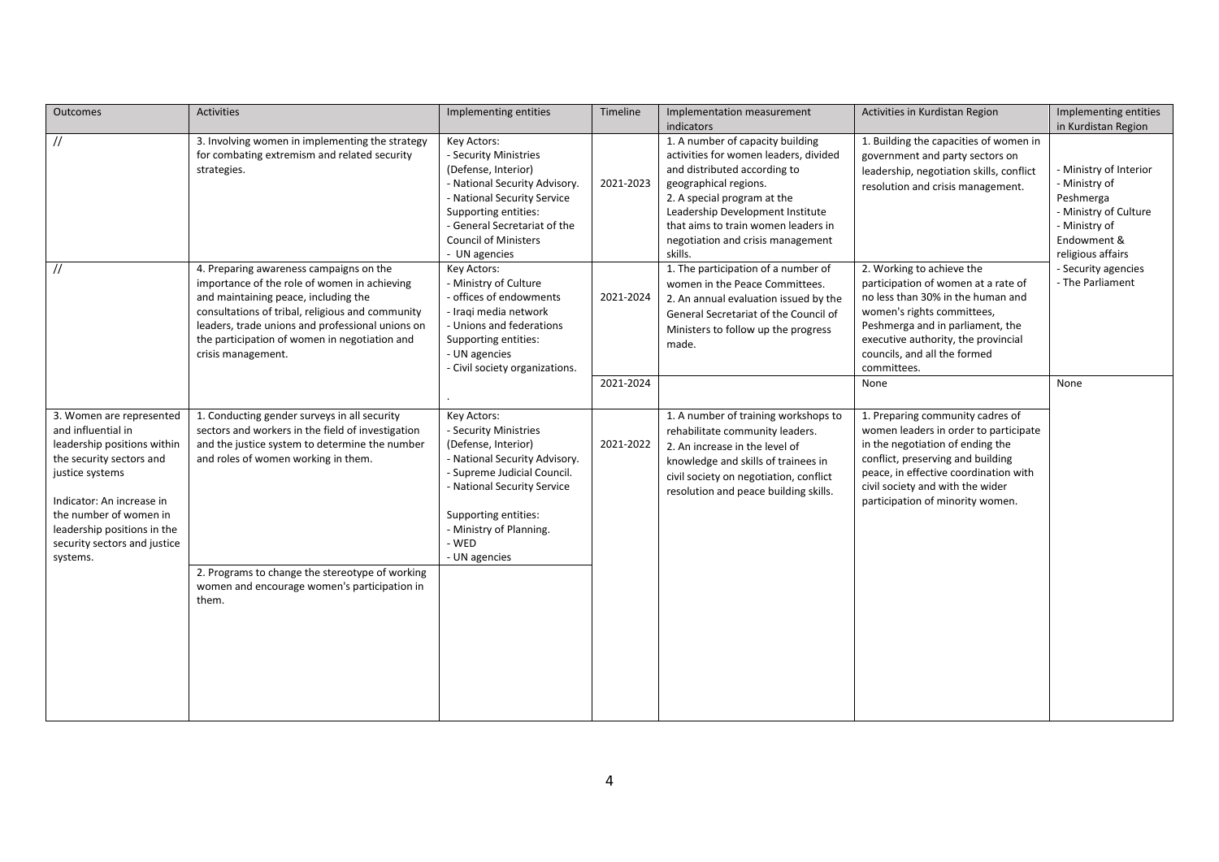| Outcomes | Activities | Implementing entities | Timeline | Implementation measurement indicators | Activities in Kurdistan Region | Implementing entities in Kurdistan Region |
|---|---|---|---|---|---|---|
| // | 3. Involving women in implementing the strategy for combating extremism and related security strategies. | Key Actors:<br>- Security Ministries (Defense, Interior)<br>- National Security Advisory.<br>- National Security Service<br>Supporting entities:<br>- General Secretariat of the Council of Ministers<br>- UN agencies | 2021-2023 | 1. A number of capacity building activities for women leaders, divided and distributed according to geographical regions.<br>2. A special program at the Leadership Development Institute that aims to train women leaders in negotiation and crisis management skills. | 1. Building the capacities of women in government and party sectors on leadership, negotiation skills, conflict resolution and crisis management. | - Ministry of Interior<br>- Ministry of Peshmerga<br>- Ministry of Culture<br>- Ministry of Endowment & religious affairs<br>- Security agencies<br>- The Parliament |
| // | 4. Preparing awareness campaigns on the importance of the role of women in achieving and maintaining peace, including the consultations of tribal, religious and community leaders, trade unions and professional unions on the participation of women in negotiation and crisis management. | Key Actors:<br>- Ministry of Culture<br>- offices of endowments<br>- Iraqi media network<br>- Unions and federations<br>Supporting entities:<br>- UN agencies<br>- Civil society organizations. | 2021-2024 | 1. The participation of a number of women in the Peace Committees.<br>2. An annual evaluation issued by the General Secretariat of the Council of Ministers to follow up the progress made. | 2. Working to achieve the participation of women at a rate of no less than 30% in the human and women's rights committees, Peshmerga and in parliament, the executive authority, the provincial councils, and all the formed committees. | |
| | | . | 2021-2024 | | None | None |
| 3. Women are represented and influential in leadership positions within the security sectors and justice systems<br><br>Indicator: An increase in the number of women in leadership positions in the security sectors and justice systems. | 1. Conducting gender surveys in all security sectors and workers in the field of investigation and the justice system to determine the number and roles of women working in them. | Key Actors:<br>- Security Ministries (Defense, Interior)<br>- National Security Advisory.<br>- Supreme Judicial Council.<br>- National Security Service<br><br>Supporting entities:<br>- Ministry of Planning.<br>- WED<br>- UN agencies | 2021-2022 | 1. A number of training workshops to rehabilitate community leaders.<br>2. An increase in the level of knowledge and skills of trainees in civil society on negotiation, conflict resolution and peace building skills. | 1. Preparing community cadres of women leaders in order to participate in the negotiation of ending the conflict, preserving and building peace, in effective coordination with civil society and with the wider participation of minority women. | |
| | 2. Programs to change the stereotype of working women and encourage women's participation in them. | | | | | |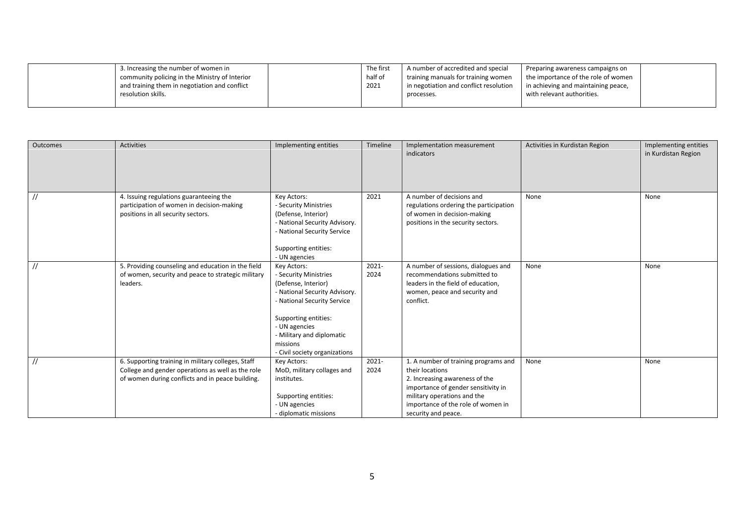| Outcomes | Activities | Implementing entities | Timeline | Implementation measurement indicators | Activities in Kurdistan Region | Implementing entities in Kurdistan Region |
|---|---|---|---|---|---|---|
| | 3. Increasing the number of women in community policing in the Ministry of Interior and training them in negotiation and conflict resolution skills. | | The first half of 2021 | A number of accredited and special training manuals for training women in negotiation and conflict resolution processes. | Preparing awareness campaigns on the importance of the role of women in achieving and maintaining peace, with relevant authorities. | |
| // | 4. Issuing regulations guaranteeing the participation of women in decision-making positions in all security sectors. | Key Actors:<br>- Security Ministries (Defense, Interior)<br>- National Security Advisory.<br>- National Security Service<br><br>Supporting entities:<br>- UN agencies | 2021 | A number of decisions and regulations ordering the participation of women in decision-making positions in the security sectors. | None | None |
| // | 5. Providing counseling and education in the field of women, security and peace to strategic military leaders. | Key Actors:<br>- Security Ministries (Defense, Interior)<br>- National Security Advisory.<br>- National Security Service<br><br>Supporting entities:<br>- UN agencies<br>- Military and diplomatic missions<br>- Civil society organizations | 2021-2024 | A number of sessions, dialogues and recommendations submitted to leaders in the field of education, women, peace and security and conflict. | None | None |
| // | 6. Supporting training in military colleges, Staff College and gender operations as well as the role of women during conflicts and in peace building. | Key Actors:<br>MoD, military collages and institutes.<br><br>Supporting entities:<br>- UN agencies<br>- diplomatic missions | 2021-2024 | 1. A number of training programs and their locations<br>2. Increasing awareness of the importance of gender sensitivity in military operations and the importance of the role of women in security and peace. | None | None |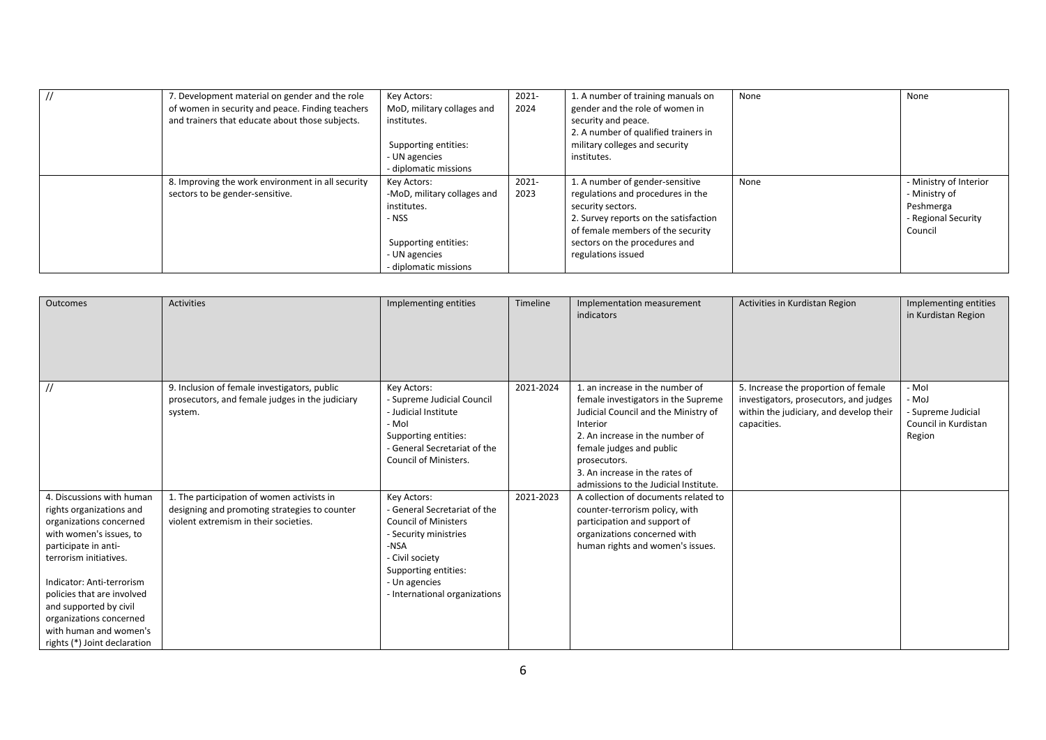| // | 7. Development material on gender and the role of women in security and peace. Finding teachers and trainers that educate about those subjects. | Key Actors:<br>MoD, military collages and institutes.<br><br>Supporting entities:<br>- UN agencies<br>- diplomatic missions | 2021-2024 | 1. A number of training manuals on gender and the role of women in security and peace.<br>2. A number of qualified trainers in military colleges and security institutes. | None | None |
|---|---|---|---|---|---|---|
| | 8. Improving the work environment in all security sectors to be gender-sensitive. | Key Actors:<br>-MoD, military collages and institutes.<br>- NSS<br><br>Supporting entities:<br>- UN agencies<br>- diplomatic missions | 2021-2023 | 1. A number of gender-sensitive regulations and procedures in the security sectors.<br>2. Survey reports on the satisfaction of female members of the security sectors on the procedures and regulations issued | None | - Ministry of Interior<br>- Ministry of Peshmerga<br>- Regional Security Council |

| Outcomes | Activities | Implementing entities | Timeline | Implementation measurement indicators | Activities in Kurdistan Region | Implementing entities in Kurdistan Region |
|---|---|---|---|---|---|---|
| // | 9. Inclusion of female investigators, public prosecutors, and female judges in the judiciary system. | Key Actors:<br>- Supreme Judicial Council<br>- Judicial Institute<br>- MoI<br>Supporting entities:<br>- General Secretariat of the Council of Ministers. | 2021-2024 | 1. an increase in the number of female investigators in the Supreme Judicial Council and the Ministry of Interior<br>2. An increase in the number of female judges and public prosecutors.<br>3. An increase in the rates of admissions to the Judicial Institute. | 5. Increase the proportion of female investigators, prosecutors, and judges within the judiciary, and develop their capacities. | - MoI<br>- MoJ<br>- Supreme Judicial Council in Kurdistan Region |
| 4. Discussions with human rights organizations and organizations concerned with women's issues, to participate in anti-terrorism initiatives.<br><br>Indicator: Anti-terrorism policies that are involved and supported by civil organizations concerned with human and women's rights (*) Joint declaration | 1. The participation of women activists in designing and promoting strategies to counter violent extremism in their societies. | Key Actors:<br>- General Secretariat of the Council of Ministers<br>- Security ministries<br>-NSA<br>- Civil society<br>Supporting entities:<br>- Un agencies<br>- International organizations | 2021-2023 | A collection of documents related to counter-terrorism policy, with participation and support of organizations concerned with human rights and women's issues. | | |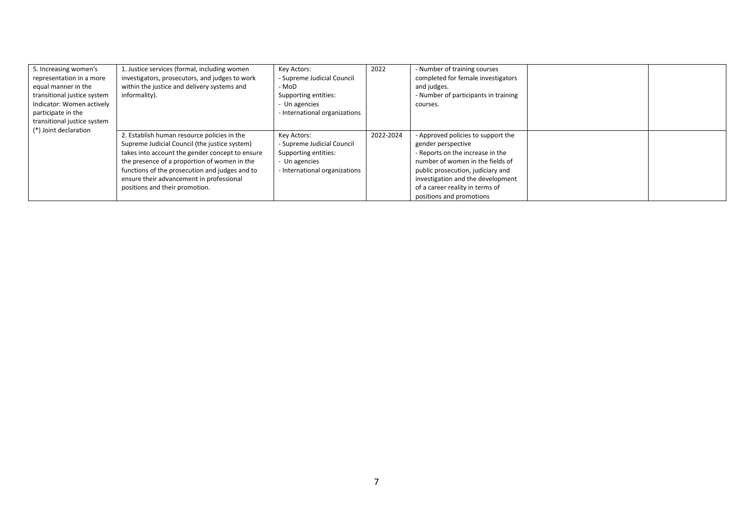| | | | | | | |
|---|---|---|---|---|---|---|
| 5. Increasing women's representation in a more equal manner in the transitional justice system Indicator: Women actively participate in the transitional justice system (*) Joint declaration | 1. Justice services (formal, including women investigators, prosecutors, and judges to work within the justice and delivery systems and informality). | Key Actors:<br>- Supreme Judicial Council<br>- MoD<br>Supporting entities:<br>- Un agencies<br>- International organizations | 2022 | - Number of training courses completed for female investigators and judges.<br>- Number of participants in training courses. | | |
| | 2. Establish human resource policies in the Supreme Judicial Council (the justice system) takes into account the gender concept to ensure the presence of a proportion of women in the functions of the prosecution and judges and to ensure their advancement in professional positions and their promotion. | Key Actors:<br>- Supreme Judicial Council<br>Supporting entities:<br>- Un agencies<br>- International organizations | 2022-2024 | - Approved policies to support the gender perspective<br>- Reports on the increase in the number of women in the fields of public prosecution, judiciary and investigation and the development of a career reality in terms of positions and promotions | | |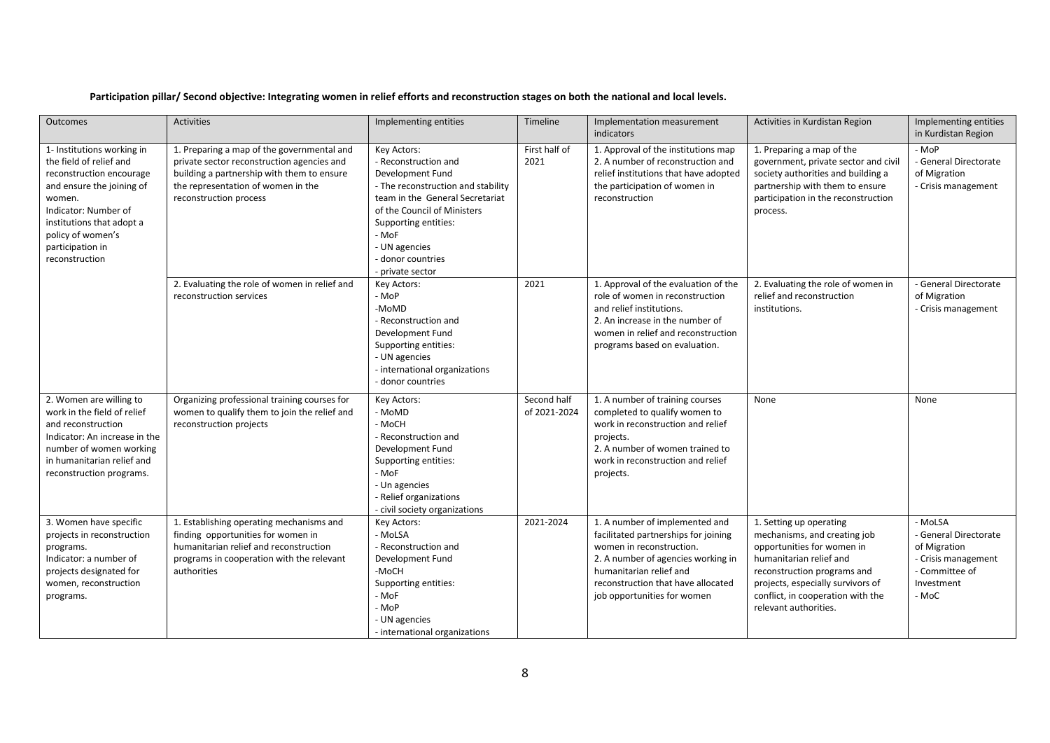**Participation pillar/ Second objective: Integrating women in relief efforts and reconstruction stages on both the national and local levels.**

| Outcomes | Activities | Implementing entities | Timeline | Implementation measurement indicators | Activities in Kurdistan Region | Implementing entities in Kurdistan Region |
|---|---|---|---|---|---|---|
| 1- Institutions working in the field of relief and reconstruction encourage and ensure the joining of women.<br>Indicator: Number of institutions that adopt a policy of women's participation in reconstruction | 1. Preparing a map of the governmental and private sector reconstruction agencies and building a partnership with them to ensure the representation of women in the reconstruction process | Key Actors:<br>- Reconstruction and Development Fund<br>- The reconstruction and stability team in the General Secretariat of the Council of Ministers<br>Supporting entities:<br>- MoF<br>- UN agencies<br>- donor countries<br>- private sector | First half of 2021 | 1. Approval of the institutions map<br>2. A number of reconstruction and relief institutions that have adopted the participation of women in reconstruction | 1. Preparing a map of the government, private sector and civil society authorities and building a partnership with them to ensure participation in the reconstruction process. | - MoP<br>- General Directorate of Migration<br>- Crisis management |
| | 2. Evaluating the role of women in relief and reconstruction services | Key Actors:<br>- MoP<br>-MoMD<br>- Reconstruction and Development Fund<br>Supporting entities:<br>- UN agencies<br>- international organizations<br>- donor countries | 2021 | 1. Approval of the evaluation of the role of women in reconstruction and relief institutions.<br>2. An increase in the number of women in relief and reconstruction programs based on evaluation. | 2. Evaluating the role of women in relief and reconstruction institutions. | - General Directorate of Migration<br>- Crisis management |
| 2. Women are willing to work in the field of relief and reconstruction<br>Indicator: An increase in the number of women working in humanitarian relief and reconstruction programs. | Organizing professional training courses for women to qualify them to join the relief and reconstruction projects | Key Actors:<br>- MoMD<br>- MoCH<br>- Reconstruction and Development Fund<br>Supporting entities:<br>- MoF<br>- Un agencies<br>- Relief organizations<br>- civil society organizations | Second half of 2021-2024 | 1. A number of training courses completed to qualify women to work in reconstruction and relief projects.<br>2. A number of women trained to work in reconstruction and relief projects. | None | None |
| 3. Women have specific projects in reconstruction programs.<br>Indicator: a number of projects designated for women, reconstruction programs. | 1. Establishing operating mechanisms and finding opportunities for women in humanitarian relief and reconstruction programs in cooperation with the relevant authorities | Key Actors:<br>- MoLSA<br>- Reconstruction and Development Fund<br>-MoCH<br>Supporting entities:<br>- MoF<br>- MoP<br>- UN agencies<br>- international organizations | 2021-2024 | 1. A number of implemented and facilitated partnerships for joining women in reconstruction.<br>2. A number of agencies working in humanitarian relief and reconstruction that have allocated job opportunities for women | 1. Setting up operating mechanisms, and creating job opportunities for women in humanitarian relief and reconstruction programs and projects, especially survivors of conflict, in cooperation with the relevant authorities. | - MoLSA<br>- General Directorate of Migration<br>- Crisis management<br>- Committee of Investment<br>- MoC |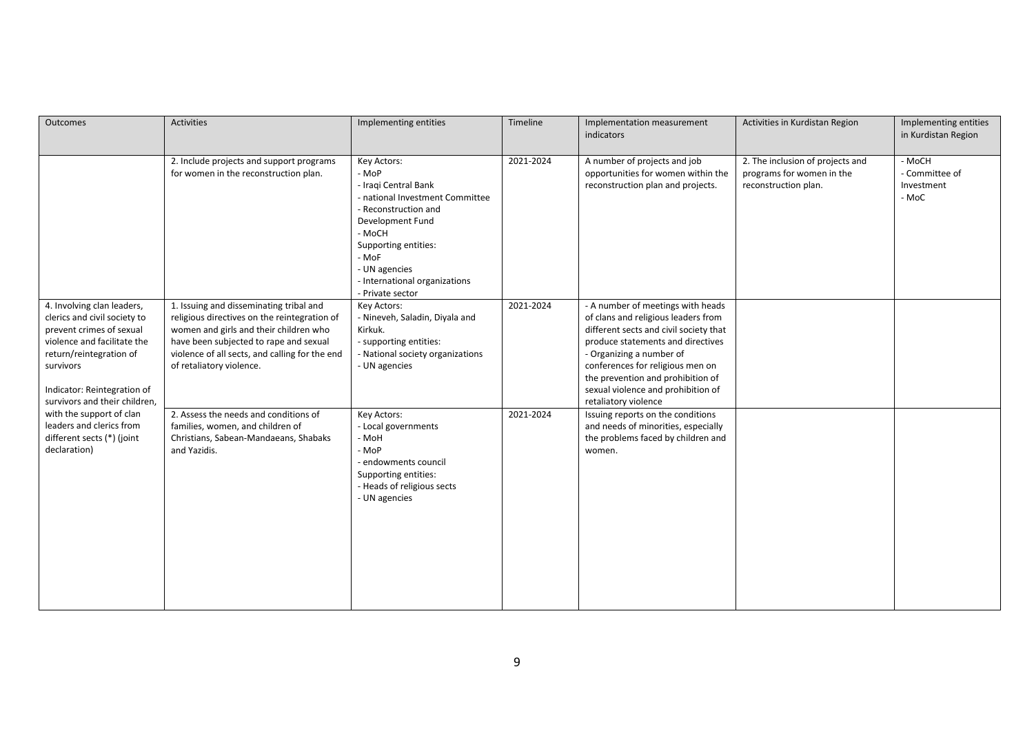| Outcomes | Activities | Implementing entities | Timeline | Implementation measurement indicators | Activities in Kurdistan Region | Implementing entities in Kurdistan Region |
|---|---|---|---|---|---|---|
| | 2. Include projects and support programs for women in the reconstruction plan. | Key Actors:<br>- MoP<br>- Iraqi Central Bank<br>- national Investment Committee<br>- Reconstruction and Development Fund<br>- MoCH<br>Supporting entities:<br>- MoF<br>- UN agencies<br>- International organizations<br>- Private sector | 2021-2024 | A number of projects and job opportunities for women within the reconstruction plan and projects. | 2. The inclusion of projects and programs for women in the reconstruction plan. | - MoCH<br>- Committee of Investment<br>- MoC |
| 4. Involving clan leaders, clerics and civil society to prevent crimes of sexual violence and facilitate the return/reintegration of survivors<br><br>Indicator: Reintegration of survivors and their children, with the support of clan leaders and clerics from different sects (*) (joint declaration) | 1. Issuing and disseminating tribal and religious directives on the reintegration of women and girls and their children who have been subjected to rape and sexual violence of all sects, and calling for the end of retaliatory violence. | Key Actors:<br>- Nineveh, Saladin, Diyala and Kirkuk.<br>- supporting entities:<br>- National society organizations<br>- UN agencies | 2021-2024 | - A number of meetings with heads of clans and religious leaders from different sects and civil society that produce statements and directives<br>- Organizing a number of conferences for religious men on the prevention and prohibition of sexual violence and prohibition of retaliatory violence | | |
| | 2. Assess the needs and conditions of families, women, and children of Christians, Sabean-Mandaeans, Shabaks and Yazidis. | Key Actors:<br>- Local governments<br>- MoH<br>- MoP<br>- endowments council<br>Supporting entities:<br>- Heads of religious sects<br>- UN agencies | 2021-2024 | Issuing reports on the conditions and needs of minorities, especially the problems faced by children and women. | | |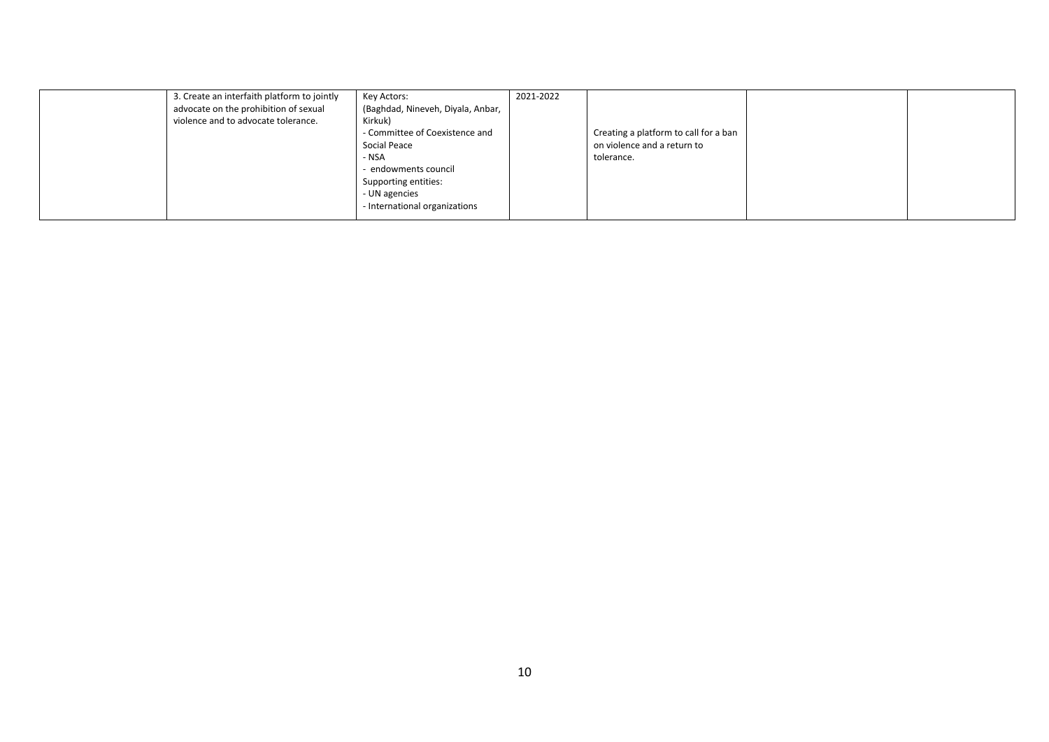| | | | | | | |
|---|---|---|---|---|---|---|
| | 3. Create an interfaith platform to jointly advocate on the prohibition of sexual violence and to advocate tolerance. | Key Actors:<br>(Baghdad, Nineveh, Diyala, Anbar, Kirkuk)<br>- Committee of Coexistence and Social Peace<br>- NSA<br>- endowments council<br>Supporting entities:<br>- UN agencies<br>- International organizations | 2021-2022 | Creating a platform to call for a ban on violence and a return to tolerance. | | |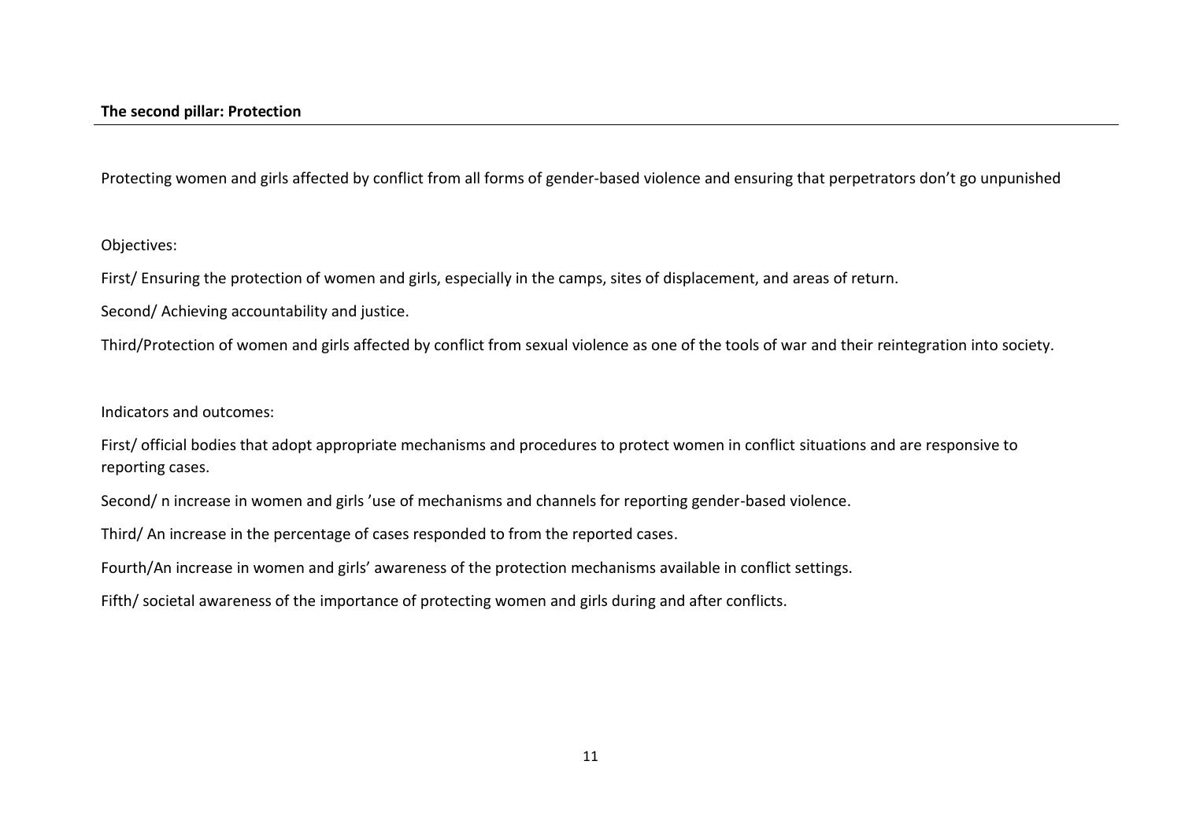## The second pillar: Protection

Protecting women and girls affected by conflict from all forms of gender-based violence and ensuring that perpetrators don't go unpunished

Objectives:

First/ Ensuring the protection of women and girls, especially in the camps, sites of displacement, and areas of return.

Second/ Achieving accountability and justice.

Third/Protection of women and girls affected by conflict from sexual violence as one of the tools of war and their reintegration into society.

Indicators and outcomes:

First/ official bodies that adopt appropriate mechanisms and procedures to protect women in conflict situations and are responsive to reporting cases.

Second/ n increase in women and girls 'use of mechanisms and channels for reporting gender-based violence.

Third/ An increase in the percentage of cases responded to from the reported cases.

Fourth/An increase in women and girls' awareness of the protection mechanisms available in conflict settings.

Fifth/ societal awareness of the importance of protecting women and girls during and after conflicts.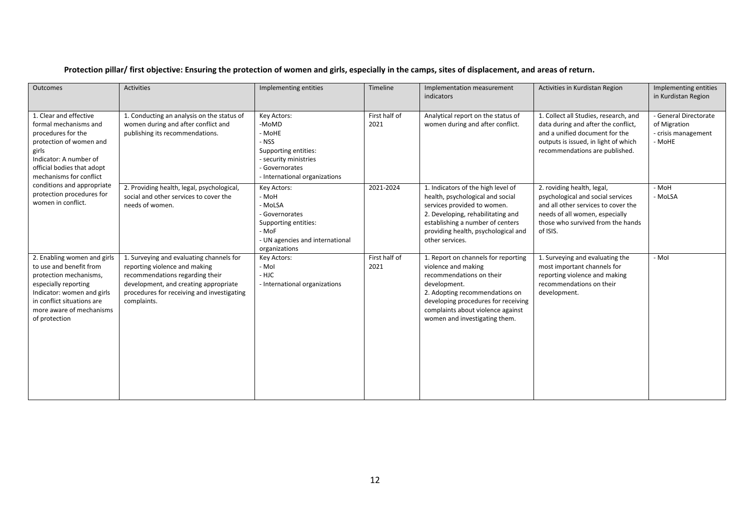**Protection pillar/ first objective: Ensuring the protection of women and girls, especially in the camps, sites of displacement, and areas of return.**

| Outcomes | Activities | Implementing entities | Timeline | Implementation measurement indicators | Activities in Kurdistan Region | Implementing entities in Kurdistan Region |
|---|---|---|---|---|---|---|
| 1. Clear and effective formal mechanisms and procedures for the protection of women and girls<br>Indicator: A number of official bodies that adopt mechanisms for conflict conditions and appropriate protection procedures for women in conflict. | 1. Conducting an analysis on the status of women during and after conflict and publishing its recommendations. | Key Actors:<br>-MoMD<br>- MoHE<br>- NSS<br>Supporting entities:<br>- security ministries<br>- Governorates<br>- International organizations | First half of 2021 | Analytical report on the status of women during and after conflict. | 1. Collect all Studies, research, and data during and after the conflict, and a unified document for the outputs is issued, in light of which recommendations are published. | - General Directorate of Migration<br>- crisis management<br>- MoHE |
| | 2. Providing health, legal, psychological, social and other services to cover the needs of women. | Key Actors:<br>- MoH<br>- MoLSA<br>- Governorates<br>Supporting entities:<br>- MoF<br>- UN agencies and international organizations | 2021-2024 | 1. Indicators of the high level of health, psychological and social services provided to women.<br>2. Developing, rehabilitating and establishing a number of centers providing health, psychological and other services. | 2. roviding health, legal, psychological and social services and all other services to cover the needs of all women, especially those who survived from the hands of ISIS. | - MoH<br>- MoLSA |
| 2. Enabling women and girls to use and benefit from protection mechanisms, especially reporting<br>Indicator: women and girls in conflict situations are more aware of mechanisms of protection | 1. Surveying and evaluating channels for reporting violence and making recommendations regarding their development, and creating appropriate procedures for receiving and investigating complaints. | Key Actors:<br>- MoI<br>- HJC<br>- International organizations | First half of 2021 | 1. Report on channels for reporting violence and making recommendations on their development.<br>2. Adopting recommendations on developing procedures for receiving complaints about violence against women and investigating them. | 1. Surveying and evaluating the most important channels for reporting violence and making recommendations on their development. | - MoI |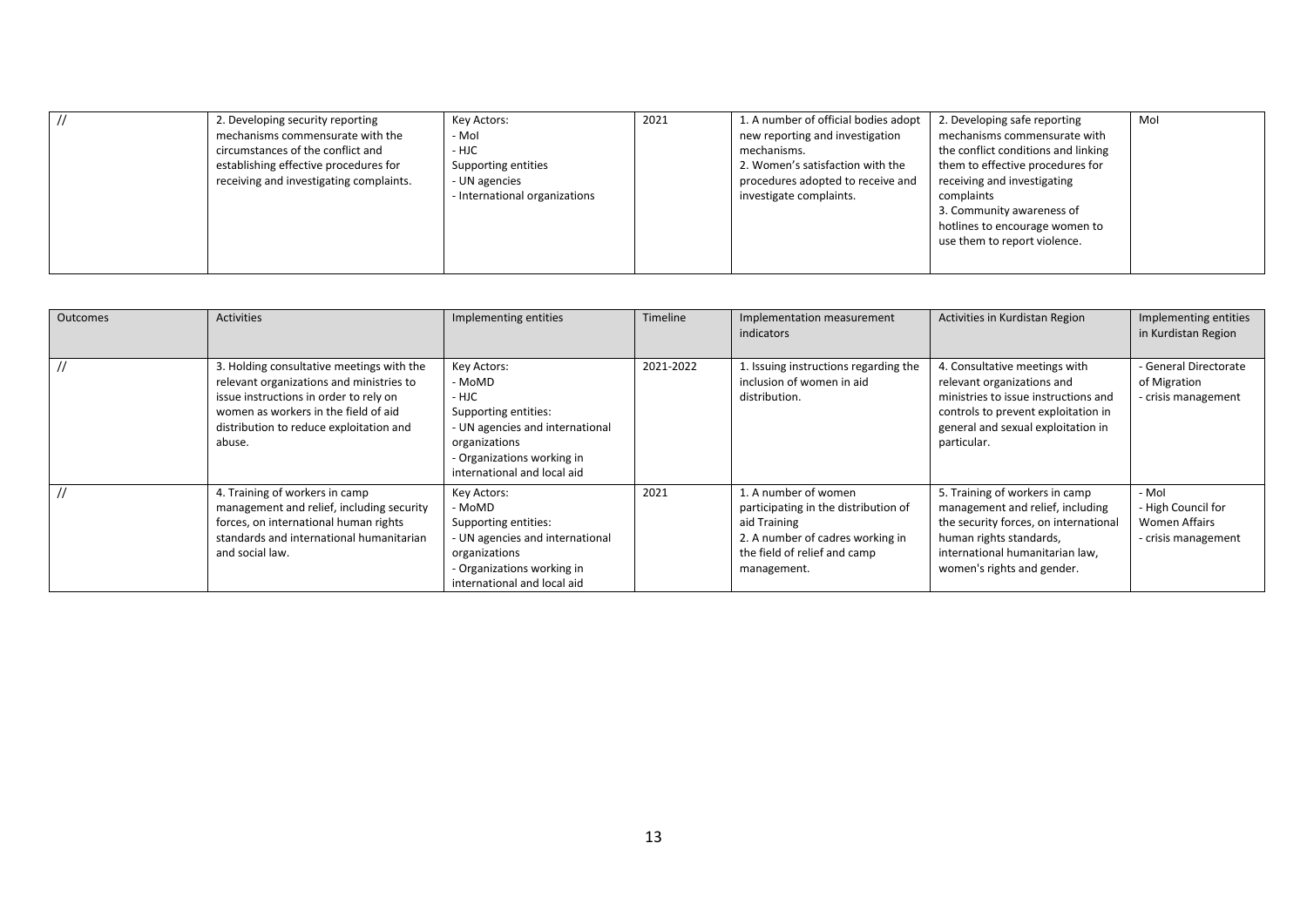| // | 2. Developing security reporting mechanisms commensurate with the circumstances of the conflict and establishing effective procedures for receiving and investigating complaints. | Key Actors:<br>- MoI<br>- HJC<br>Supporting entities<br>- UN agencies<br>- International organizations | 2021 | 1. A number of official bodies adopt new reporting and investigation mechanisms.<br>2. Women's satisfaction with the procedures adopted to receive and investigate complaints. | 2. Developing safe reporting mechanisms commensurate with the conflict conditions and linking them to effective procedures for receiving and investigating complaints<br>3. Community awareness of hotlines to encourage women to use them to report violence. | MoI |
|---|---|---|---|---|---|---|

| Outcomes | Activities | Implementing entities | Timeline | Implementation measurement indicators | Activities in Kurdistan Region | Implementing entities in Kurdistan Region |
|---|---|---|---|---|---|---|
| // | 3. Holding consultative meetings with the relevant organizations and ministries to issue instructions in order to rely on women as workers in the field of aid distribution to reduce exploitation and abuse. | Key Actors:<br>- MoMD<br>- HJC<br>Supporting entities:<br>- UN agencies and international organizations<br>- Organizations working in international and local aid | 2021-2022 | 1. Issuing instructions regarding the inclusion of women in aid distribution. | 4. Consultative meetings with relevant organizations and ministries to issue instructions and controls to prevent exploitation in general and sexual exploitation in particular. | - General Directorate of Migration<br>- crisis management |
| // | 4. Training of workers in camp management and relief, including security forces, on international human rights standards and international humanitarian and social law. | Key Actors:<br>- MoMD<br>Supporting entities:<br>- UN agencies and international organizations<br>- Organizations working in international and local aid | 2021 | 1. A number of women participating in the distribution of aid Training<br>2. A number of cadres working in the field of relief and camp management. | 5. Training of workers in camp management and relief, including the security forces, on international human rights standards, international humanitarian law, women's rights and gender. | - MoI<br>- High Council for Women Affairs<br>- crisis management |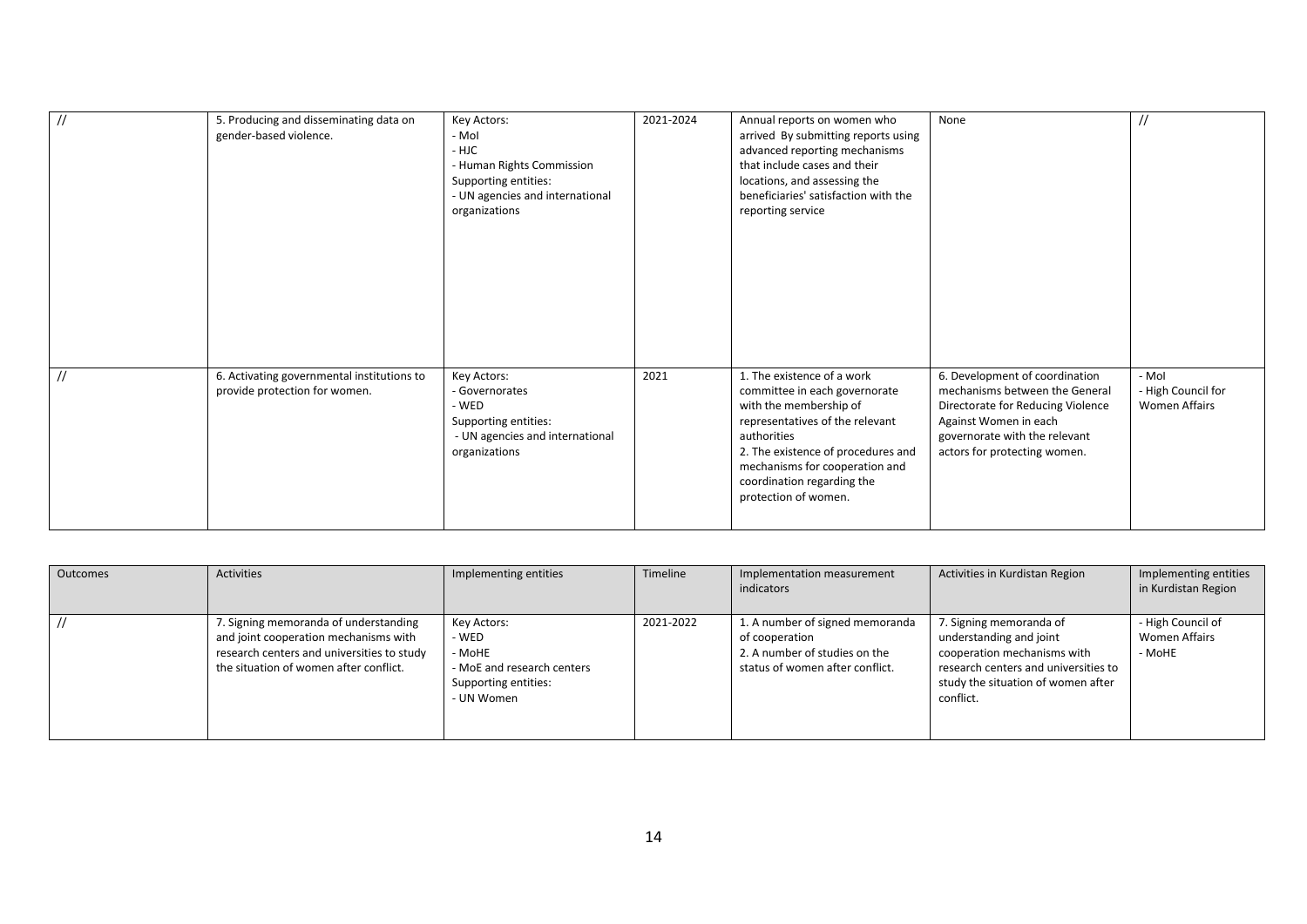| // | 5. Producing and disseminating data on gender-based violence. | Key Actors:<br>- MoI<br>- HJC<br>- Human Rights Commission<br>Supporting entities:<br>- UN agencies and international organizations | 2021-2024 | Annual reports on women who arrived By submitting reports using advanced reporting mechanisms that include cases and their locations, and assessing the beneficiaries' satisfaction with the reporting service | None | // |
|---|---|---|---|---|---|---|
| // | 6. Activating governmental institutions to provide protection for women. | Key Actors:<br>- Governorates<br>- WED<br>Supporting entities:<br>- UN agencies and international organizations | 2021 | 1. The existence of a work committee in each governorate with the membership of representatives of the relevant authorities<br>2. The existence of procedures and mechanisms for cooperation and coordination regarding the protection of women. | 6. Development of coordination mechanisms between the General Directorate for Reducing Violence Against Women in each governorate with the relevant actors for protecting women. | - MoI<br>- High Council for Women Affairs |

| Outcomes | Activities | Implementing entities | Timeline | Implementation measurement indicators | Activities in Kurdistan Region | Implementing entities in Kurdistan Region |
|---|---|---|---|---|---|---|
| // | 7. Signing memoranda of understanding and joint cooperation mechanisms with research centers and universities to study the situation of women after conflict. | Key Actors:<br>- WED<br>- MoHE<br>- MoE and research centers<br>Supporting entities:<br>- UN Women | 2021-2022 | 1. A number of signed memoranda of cooperation<br>2. A number of studies on the status of women after conflict. | 7. Signing memoranda of understanding and joint cooperation mechanisms with research centers and universities to study the situation of women after conflict. | - High Council of Women Affairs<br>- MoHE |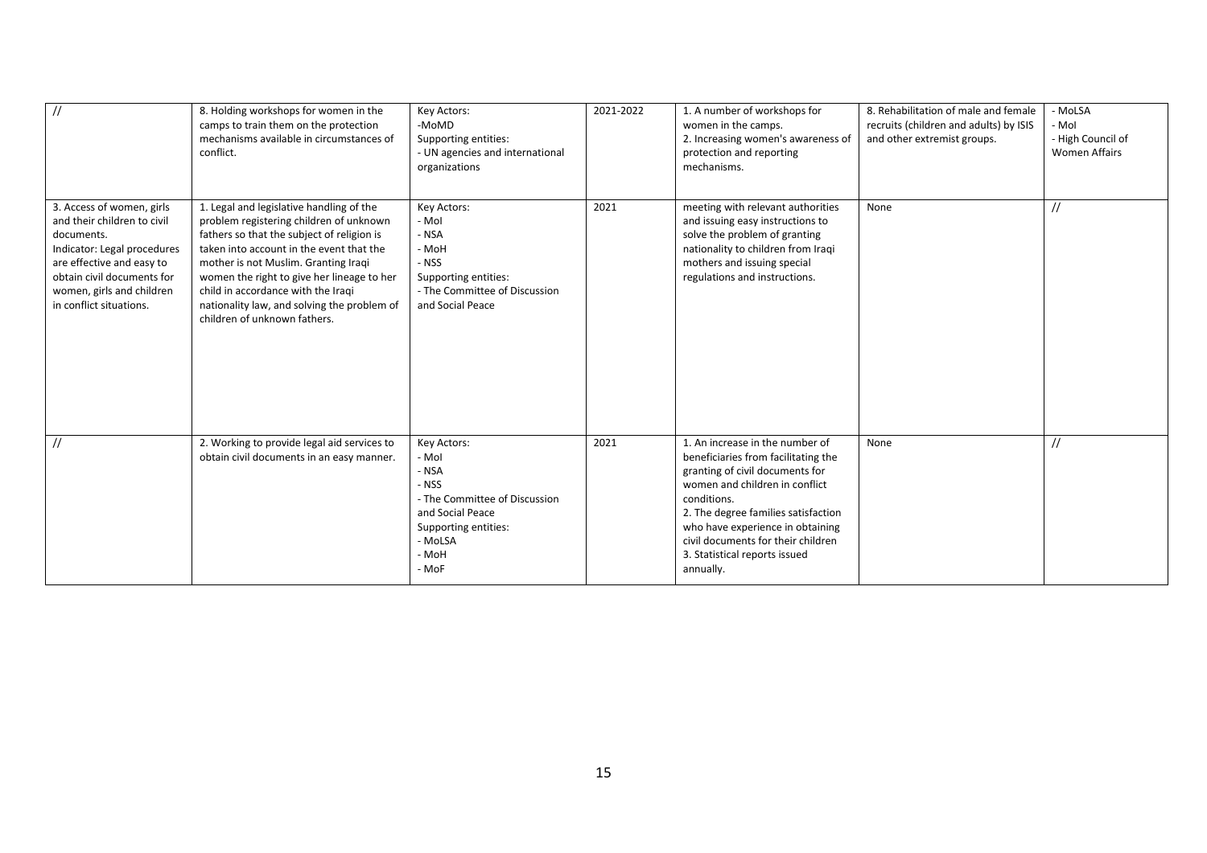| // | 8. Holding workshops for women in the camps to train them on the protection mechanisms available in circumstances of conflict. | Key Actors:<br>-MoMD<br>Supporting entities:<br>- UN agencies and international organizations | 2021-2022 | 1. A number of workshops for women in the camps.<br>2. Increasing women's awareness of protection and reporting mechanisms. | 8. Rehabilitation of male and female recruits (children and adults) by ISIS and other extremist groups. | - MoLSA<br>- MoI<br>- High Council of Women Affairs |
|---|---|---|---|---|---|---|
| 3. Access of women, girls and their children to civil documents.<br>Indicator: Legal procedures are effective and easy to obtain civil documents for women, girls and children in conflict situations. | 1. Legal and legislative handling of the problem registering children of unknown fathers so that the subject of religion is taken into account in the event that the mother is not Muslim. Granting Iraqi women the right to give her lineage to her child in accordance with the Iraqi nationality law, and solving the problem of children of unknown fathers. | Key Actors:<br>- MoI<br>- NSA<br>- MoH<br>- NSS<br>Supporting entities:<br>- The Committee of Discussion and Social Peace | 2021 | meeting with relevant authorities and issuing easy instructions to solve the problem of granting nationality to children from Iraqi mothers and issuing special regulations and instructions. | None | // |
| // | 2. Working to provide legal aid services to obtain civil documents in an easy manner. | Key Actors:<br>- MoI<br>- NSA<br>- NSS<br>- The Committee of Discussion and Social Peace<br>Supporting entities:<br>- MoLSA<br>- MoH<br>- MoF | 2021 | 1. An increase in the number of beneficiaries from facilitating the granting of civil documents for women and children in conflict conditions.<br>2. The degree families satisfaction who have experience in obtaining civil documents for their children<br>3. Statistical reports issued annually. | None | // |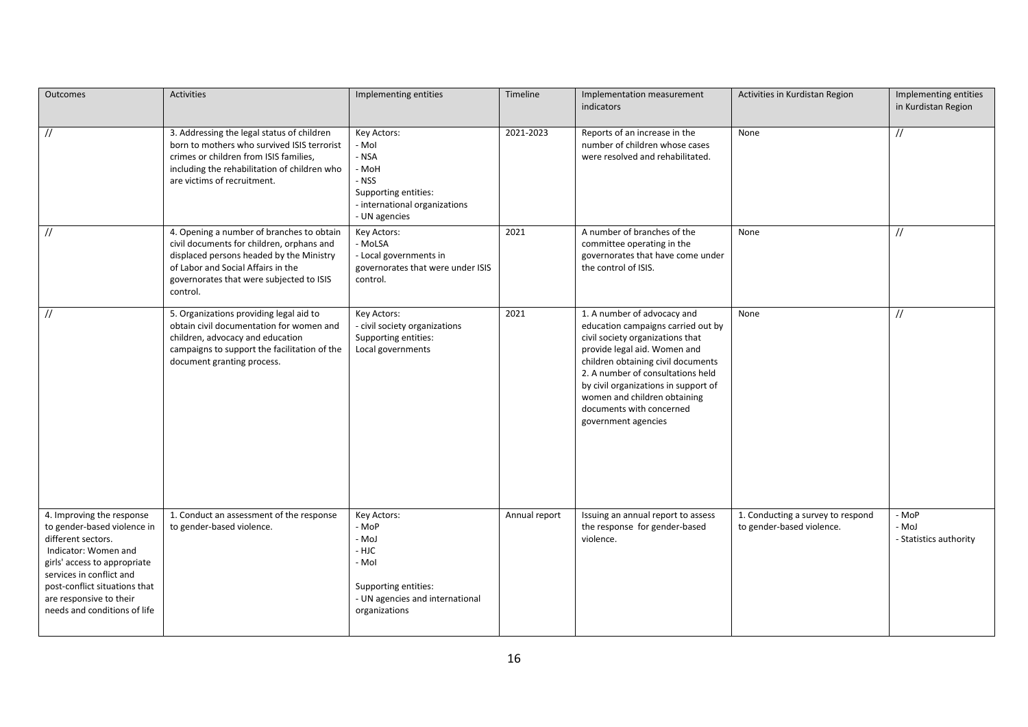| Outcomes | Activities | Implementing entities | Timeline | Implementation measurement indicators | Activities in Kurdistan Region | Implementing entities in Kurdistan Region |
|---|---|---|---|---|---|---|
| // | 3. Addressing the legal status of children born to mothers who survived ISIS terrorist crimes or children from ISIS families, including the rehabilitation of children who are victims of recruitment. | Key Actors:<br>- MoI<br>- NSA<br>- MoH<br>- NSS<br>Supporting entities:<br>- international organizations<br>- UN agencies | 2021-2023 | Reports of an increase in the number of children whose cases were resolved and rehabilitated. | None | // |
| // | 4. Opening a number of branches to obtain civil documents for children, orphans and displaced persons headed by the Ministry of Labor and Social Affairs in the governorates that were subjected to ISIS control. | Key Actors:<br>- MoLSA<br>- Local governments in governorates that were under ISIS control. | 2021 | A number of branches of the committee operating in the governorates that have come under the control of ISIS. | None | // |
| // | 5. Organizations providing legal aid to obtain civil documentation for women and children, advocacy and education campaigns to support the facilitation of the document granting process. | Key Actors:<br>- civil society organizations<br>Supporting entities:<br>Local governments | 2021 | 1. A number of advocacy and education campaigns carried out by civil society organizations that provide legal aid. Women and children obtaining civil documents<br>2. A number of consultations held by civil organizations in support of women and children obtaining documents with concerned government agencies | None | // |
| 4. Improving the response to gender-based violence in different sectors.<br>Indicator: Women and girls' access to appropriate services in conflict and post-conflict situations that are responsive to their needs and conditions of life | 1. Conduct an assessment of the response to gender-based violence. | Key Actors:<br>- MoP<br>- MoJ<br>- HJC<br>- MoI<br><br>Supporting entities:<br>- UN agencies and international organizations | Annual report | Issuing an annual report to assess the response for gender-based violence. | 1. Conducting a survey to respond to gender-based violence. | - MoP<br>- MoJ<br>- Statistics authority |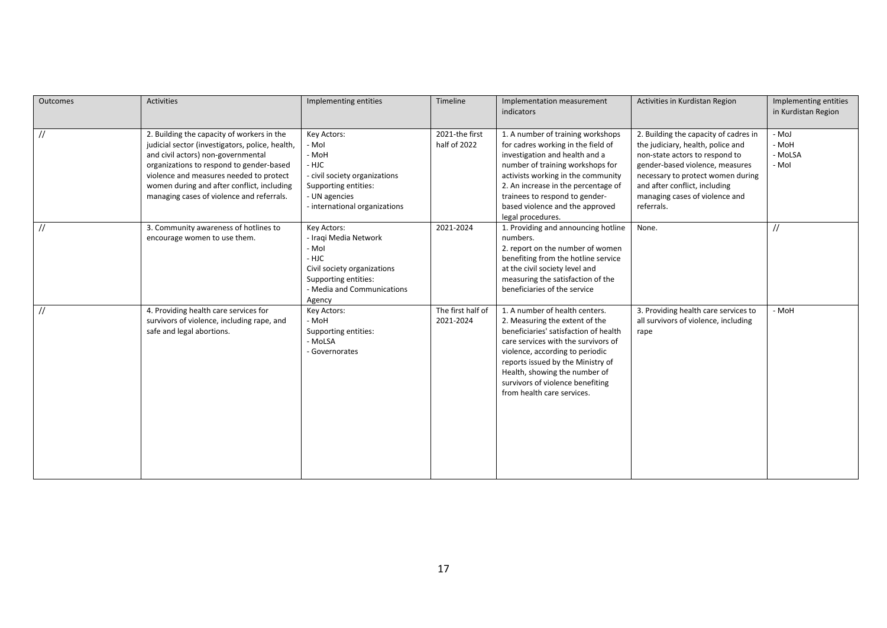| Outcomes | Activities | Implementing entities | Timeline | Implementation measurement indicators | Activities in Kurdistan Region | Implementing entities in Kurdistan Region |
|---|---|---|---|---|---|---|
| // | 2. Building the capacity of workers in the judicial sector (investigators, police, health, and civil actors) non-governmental organizations to respond to gender-based violence and measures needed to protect women during and after conflict, including managing cases of violence and referrals. | Key Actors:<br>- MoI<br>- MoH<br>- HJC<br>- civil society organizations<br>Supporting entities:<br>- UN agencies<br>- international organizations | 2021-the first half of 2022 | 1. A number of training workshops for cadres working in the field of investigation and health and a number of training workshops for activists working in the community<br>2. An increase in the percentage of trainees to respond to gender-based violence and the approved legal procedures. | 2. Building the capacity of cadres in the judiciary, health, police and non-state actors to respond to gender-based violence, measures necessary to protect women during and after conflict, including managing cases of violence and referrals. | - MoJ<br>- MoH<br>- MoLSA<br>- MoI |
| // | 3. Community awareness of hotlines to encourage women to use them. | Key Actors:<br>- Iraqi Media Network<br>- MoI<br>- HJC<br>Civil society organizations<br>Supporting entities:<br>- Media and Communications Agency | 2021-2024 | 1. Providing and announcing hotline numbers.<br>2. report on the number of women benefiting from the hotline service at the civil society level and measuring the satisfaction of the beneficiaries of the service | None. | // |
| // | 4. Providing health care services for survivors of violence, including rape, and safe and legal abortions. | Key Actors:<br>- MoH<br>Supporting entities:<br>- MoLSA<br>- Governorates | The first half of 2021-2024 | 1. A number of health centers.<br>2. Measuring the extent of the beneficiaries' satisfaction of health care services with the survivors of violence, according to periodic reports issued by the Ministry of Health, showing the number of survivors of violence benefiting from health care services. | 3. Providing health care services to all survivors of violence, including rape | - MoH |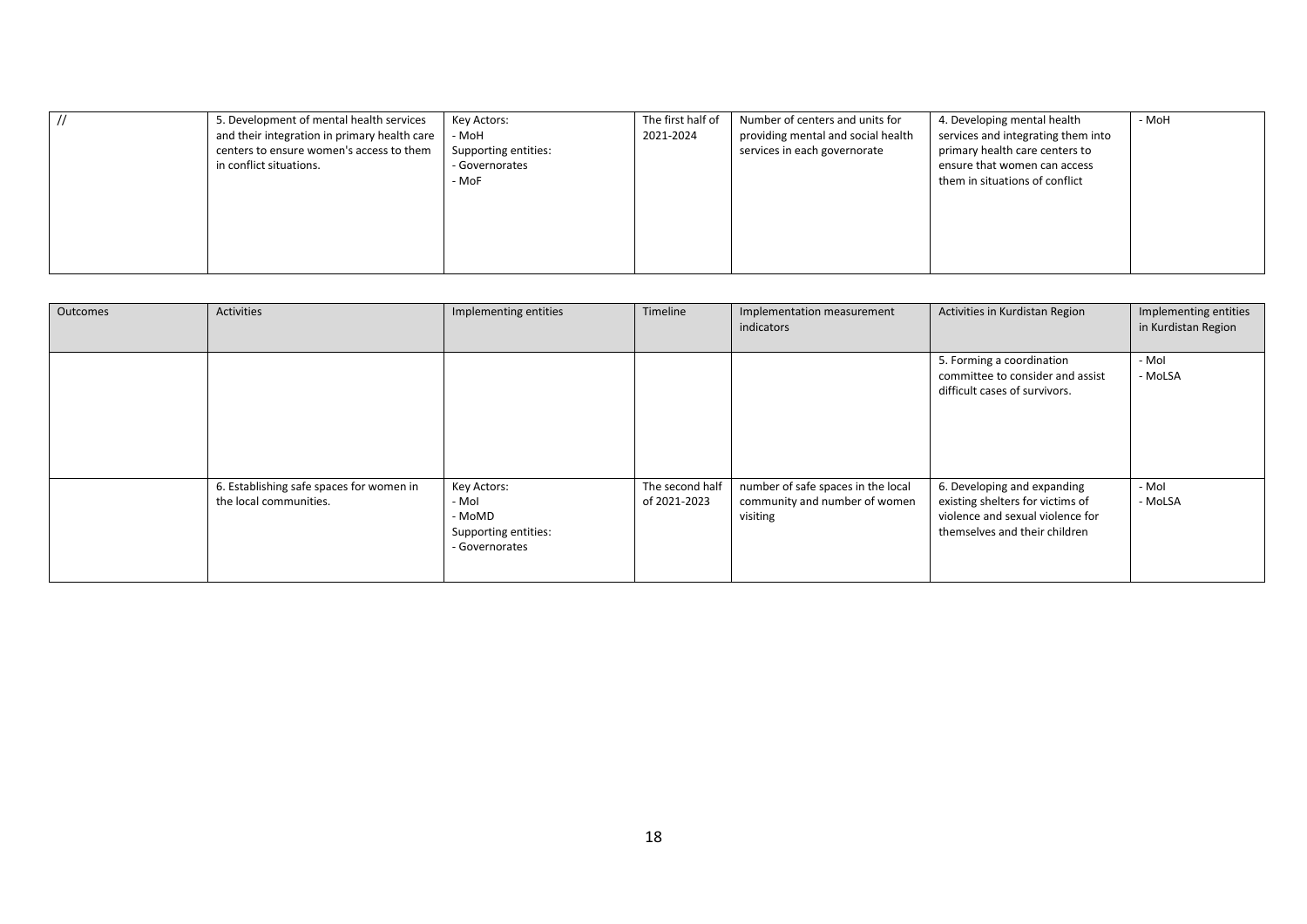| // | 5. Development of mental health services and their integration in primary health care centers to ensure women's access to them in conflict situations. | Key Actors:<br>- MoH<br>Supporting entities:<br>- Governorates<br>- MoF | The first half of 2021-2024 | Number of centers and units for providing mental and social health services in each governorate | 4. Developing mental health services and integrating them into primary health care centers to ensure that women can access them in situations of conflict | - MoH |
|---|---|---|---|---|---|---|

| Outcomes | Activities | Implementing entities | Timeline | Implementation measurement indicators | Activities in Kurdistan Region | Implementing entities in Kurdistan Region |
|---|---|---|---|---|---|---|
| | | | | | 5. Forming a coordination committee to consider and assist difficult cases of survivors. | - MoI<br>- MoLSA |
| | 6. Establishing safe spaces for women in the local communities. | Key Actors:<br>- MoI<br>- MoMD<br>Supporting entities:<br>- Governorates | The second half of 2021-2023 | number of safe spaces in the local community and number of women visiting | 6. Developing and expanding existing shelters for victims of violence and sexual violence for themselves and their children | - MoI<br>- MoLSA |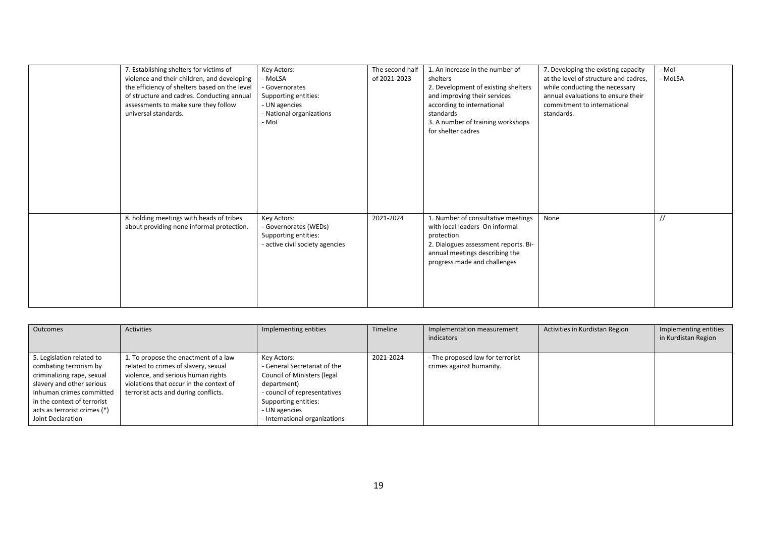| | | | | | | |
|---|---|---|---|---|---|---|
| | 7. Establishing shelters for victims of violence and their children, and developing the efficiency of shelters based on the level of structure and cadres. Conducting annual assessments to make sure they follow universal standards. | Key Actors:<br>- MoLSA<br>- Governorates<br>Supporting entities:<br>- UN agencies<br>- National organizations<br>- MoF | The second half of 2021-2023 | 1. An increase in the number of shelters<br>2. Development of existing shelters and improving their services according to international standards<br>3. A number of training workshops for shelter cadres | 7. Developing the existing capacity at the level of structure and cadres, while conducting the necessary annual evaluations to ensure their commitment to international standards. | - MoI<br>- MoLSA |
| | 8. holding meetings with heads of tribes about providing none informal protection. | Key Actors:<br>- Governorates (WEDs)<br>Supporting entities:<br>- active civil society agencies | 2021-2024 | 1. Number of consultative meetings with local leaders On informal protection<br>2. Dialogues assessment reports. Bi-annual meetings describing the progress made and challenges | None | // |

| Outcomes | Activities | Implementing entities | Timeline | Implementation measurement indicators | Activities in Kurdistan Region | Implementing entities in Kurdistan Region |
|---|---|---|---|---|---|---|
| 5. Legislation related to combating terrorism by criminalizing rape, sexual slavery and other serious inhuman crimes committed in the context of terrorist acts as terrorist crimes (*) Joint Declaration | 1. To propose the enactment of a law related to crimes of slavery, sexual violence, and serious human rights violations that occur in the context of terrorist acts and during conflicts. | Key Actors:<br>- General Secretariat of the Council of Ministers (legal department)<br>- council of representatives<br>Supporting entities:<br>- UN agencies<br>- International organizations | 2021-2024 | - The proposed law for terrorist crimes against humanity. | | |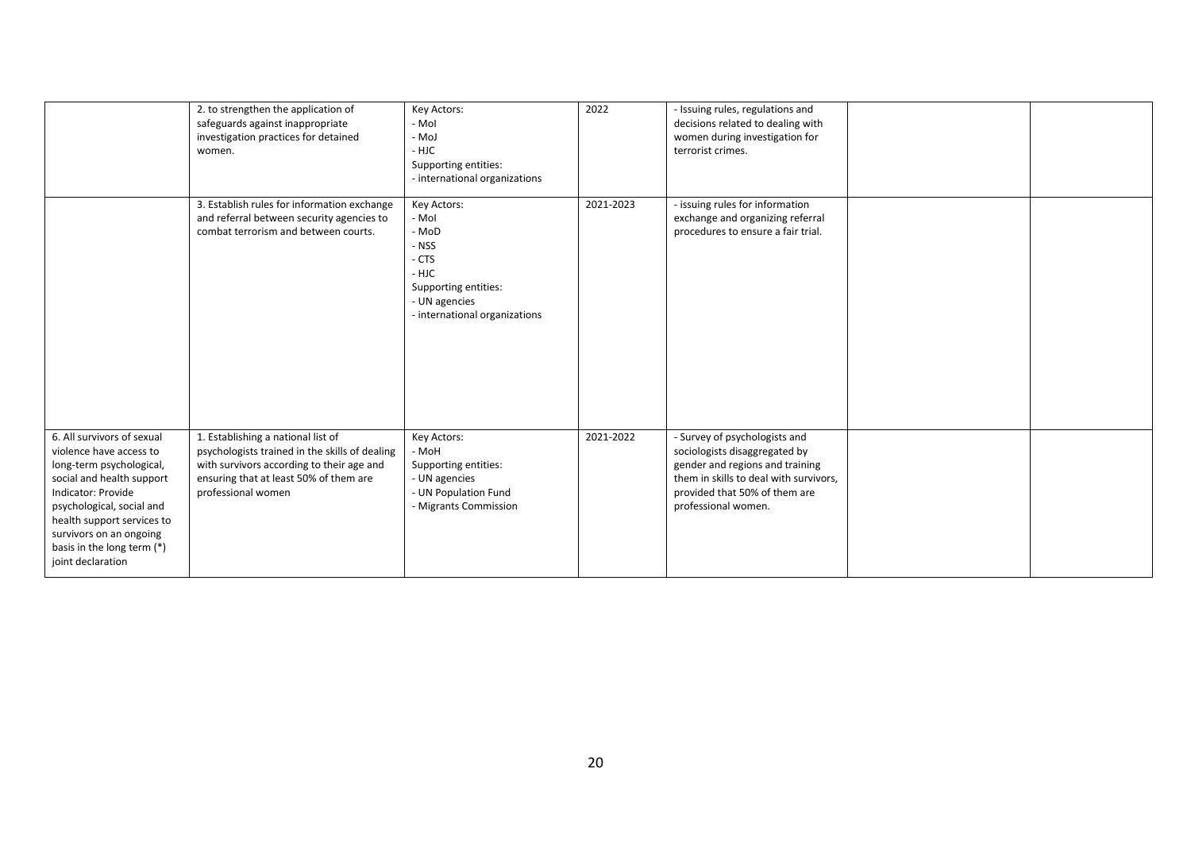| | | | | | | |
|---|---|---|---|---|---|---|
| | 2. to strengthen the application of safeguards against inappropriate investigation practices for detained women. | Key Actors:<br>- MoI<br>- MoJ<br>- HJC<br>Supporting entities:<br>- international organizations | 2022 | - Issuing rules, regulations and decisions related to dealing with women during investigation for terrorist crimes. | | |
| | 3. Establish rules for information exchange and referral between security agencies to combat terrorism and between courts. | Key Actors:<br>- MoI<br>- MoD<br>- NSS<br>- CTS<br>- HJC<br>Supporting entities:<br>- UN agencies<br>- international organizations | 2021-2023 | - issuing rules for information exchange and organizing referral procedures to ensure a fair trial. | | |
| 6. All survivors of sexual violence have access to long-term psychological, social and health support Indicator: Provide psychological, social and health support services to survivors on an ongoing basis in the long term (*) joint declaration | 1. Establishing a national list of psychologists trained in the skills of dealing with survivors according to their age and ensuring that at least 50% of them are professional women | Key Actors:<br>- MoH<br>Supporting entities:<br>- UN agencies<br>- UN Population Fund<br>- Migrants Commission | 2021-2022 | - Survey of psychologists and sociologists disaggregated by gender and regions and training them in skills to deal with survivors, provided that 50% of them are professional women. | | |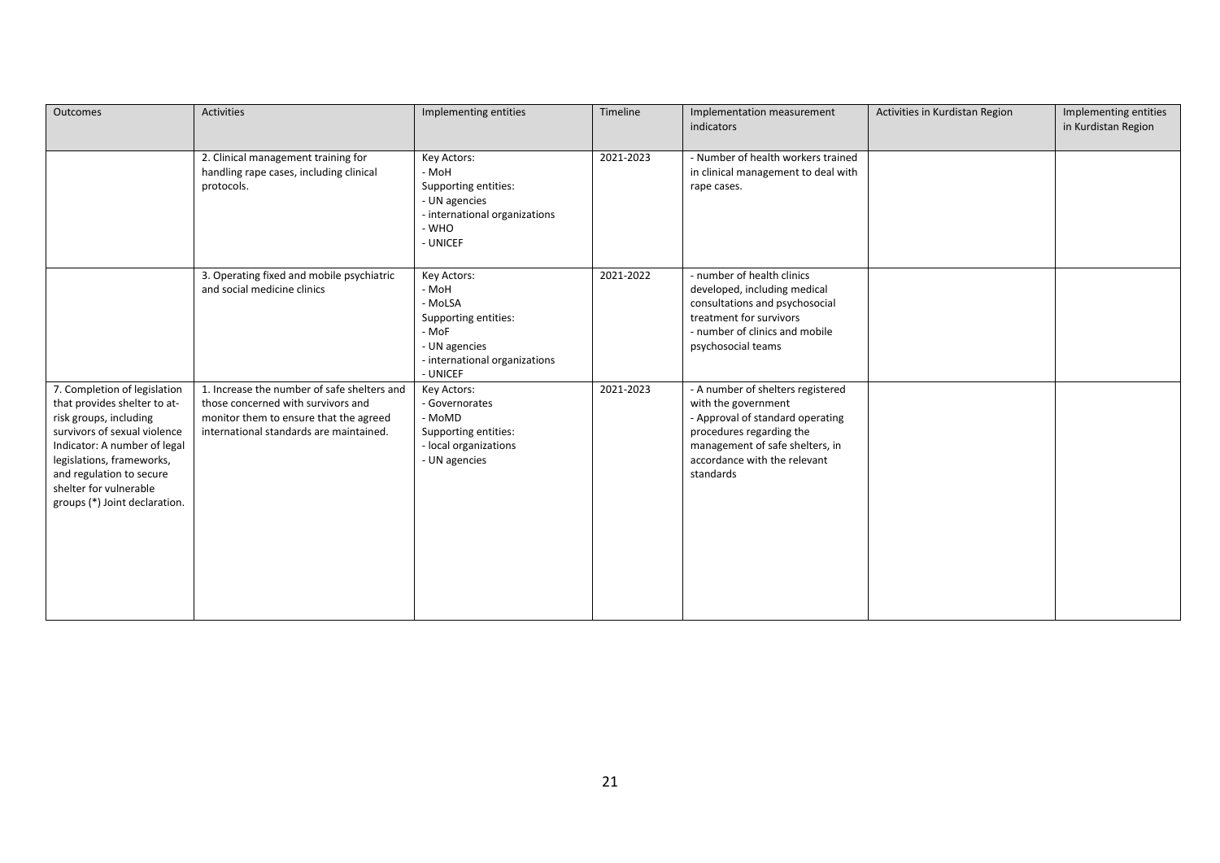| Outcomes | Activities | Implementing entities | Timeline | Implementation measurement indicators | Activities in Kurdistan Region | Implementing entities in Kurdistan Region |
|---|---|---|---|---|---|---|
| | 2. Clinical management training for handling rape cases, including clinical protocols. | Key Actors:<br>- MoH<br>Supporting entities:<br>- UN agencies<br>- international organizations<br>- WHO<br>- UNICEF | 2021-2023 | - Number of health workers trained in clinical management to deal with rape cases. | | |
| | 3. Operating fixed and mobile psychiatric and social medicine clinics | Key Actors:<br>- MoH<br>- MoLSA<br>Supporting entities:<br>- MoF<br>- UN agencies<br>- international organizations<br>- UNICEF | 2021-2022 | - number of health clinics developed, including medical consultations and psychosocial treatment for survivors<br>- number of clinics and mobile psychosocial teams | | |
| 7. Completion of legislation that provides shelter to at-risk groups, including survivors of sexual violence<br>Indicator: A number of legal legislations, frameworks, and regulation to secure shelter for vulnerable groups (*) Joint declaration. | 1. Increase the number of safe shelters and those concerned with survivors and monitor them to ensure that the agreed international standards are maintained. | Key Actors:<br>- Governorates<br>- MoMD<br>Supporting entities:<br>- local organizations<br>- UN agencies | 2021-2023 | - A number of shelters registered with the government<br>- Approval of standard operating procedures regarding the management of safe shelters, in accordance with the relevant standards | | |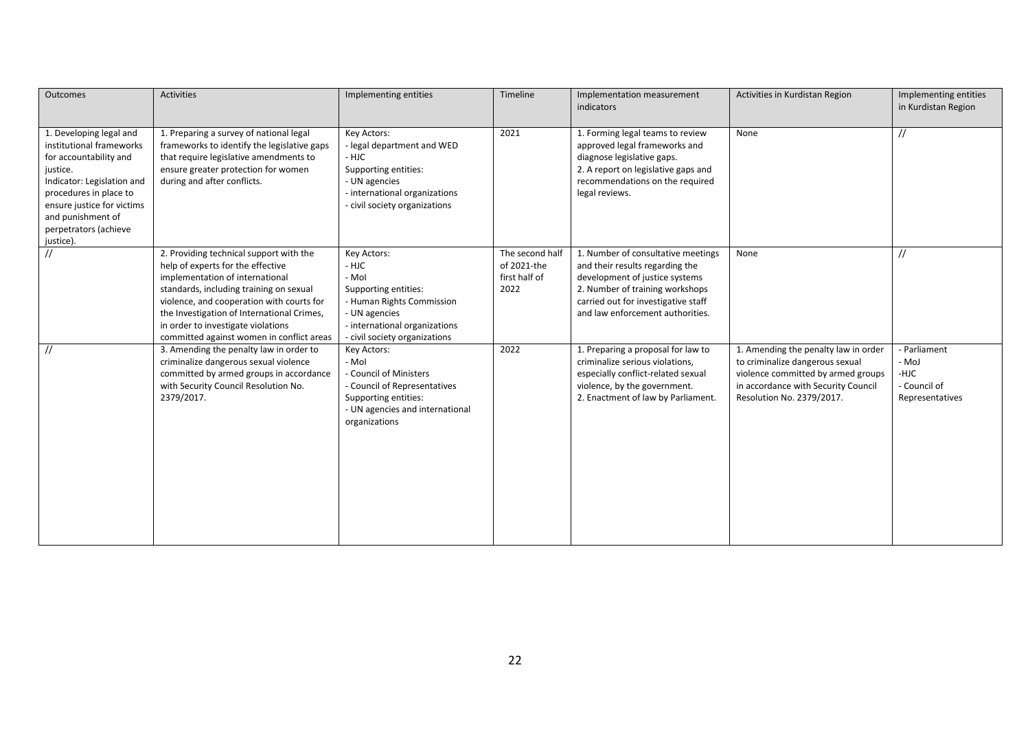| Outcomes | Activities | Implementing entities | Timeline | Implementation measurement indicators | Activities in Kurdistan Region | Implementing entities in Kurdistan Region |
|---|---|---|---|---|---|---|
| 1. Developing legal and institutional frameworks for accountability and justice.<br>Indicator: Legislation and procedures in place to ensure justice for victims and punishment of perpetrators (achieve justice). | 1. Preparing a survey of national legal frameworks to identify the legislative gaps that require legislative amendments to ensure greater protection for women during and after conflicts. | Key Actors:<br>- legal department and WED<br>- HJC<br>Supporting entities:<br>- UN agencies<br>- international organizations<br>- civil society organizations | 2021 | 1. Forming legal teams to review approved legal frameworks and diagnose legislative gaps.<br>2. A report on legislative gaps and recommendations on the required legal reviews. | None | // |
| // | 2. Providing technical support with the help of experts for the effective implementation of international standards, including training on sexual violence, and cooperation with courts for the Investigation of International Crimes, in order to investigate violations committed against women in conflict areas | Key Actors:<br>- HJC<br>- MoI<br>Supporting entities:<br>- Human Rights Commission<br>- UN agencies<br>- international organizations<br>- civil society organizations | The second half of 2021-the first half of 2022 | 1. Number of consultative meetings and their results regarding the development of justice systems<br>2. Number of training workshops carried out for investigative staff and law enforcement authorities. | None | // |
| // | 3. Amending the penalty law in order to criminalize dangerous sexual violence committed by armed groups in accordance with Security Council Resolution No. 2379/2017. | Key Actors:<br>- MoI<br>- Council of Ministers<br>- Council of Representatives<br>Supporting entities:<br>- UN agencies and international organizations | 2022 | 1. Preparing a proposal for law to criminalize serious violations, especially conflict-related sexual violence, by the government.<br>2. Enactment of law by Parliament. | 1. Amending the penalty law in order to criminalize dangerous sexual violence committed by armed groups in accordance with Security Council Resolution No. 2379/2017. | - Parliament<br>- MoJ<br>-HJC<br>- Council of Representatives |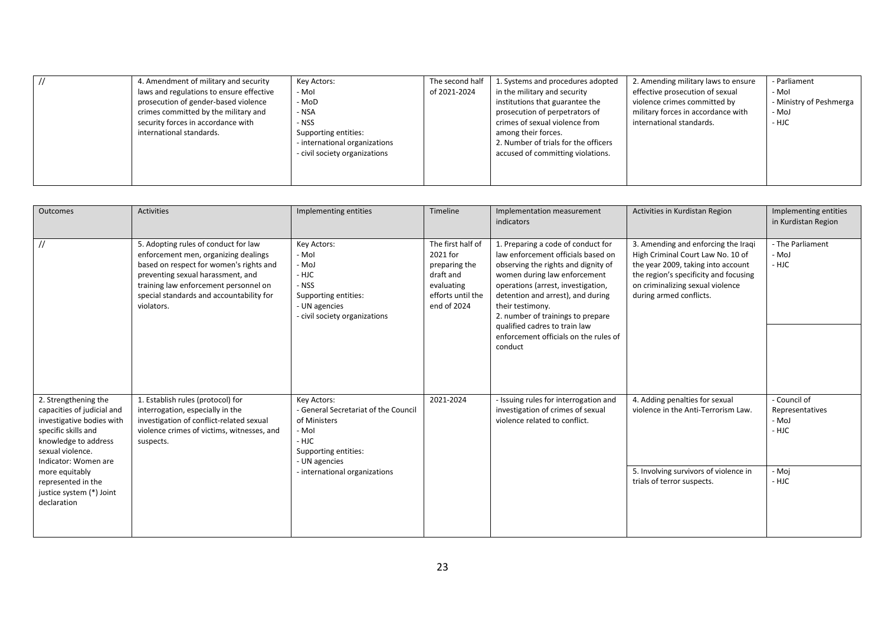| // | 4. Amendment of military and security laws and regulations to ensure effective prosecution of gender-based violence crimes committed by the military and security forces in accordance with international standards. | Key Actors:<br>- MoI<br>- MoD<br>- NSA<br>- NSS<br>Supporting entities:<br>- international organizations<br>- civil society organizations | The second half of 2021-2024 | 1. Systems and procedures adopted in the military and security institutions that guarantee the prosecution of perpetrators of crimes of sexual violence from among their forces.<br>2. Number of trials for the officers accused of committing violations. | 2. Amending military laws to ensure effective prosecution of sexual violence crimes committed by military forces in accordance with international standards. | - Parliament<br>- MoI<br>- Ministry of Peshmerga<br>- MoJ<br>- HJC |
|---|---|---|---|---|---|---|

| Outcomes | Activities | Implementing entities | Timeline | Implementation measurement indicators | Activities in Kurdistan Region | Implementing entities in Kurdistan Region |
|---|---|---|---|---|---|---|
| // | 5. Adopting rules of conduct for law enforcement men, organizing dealings based on respect for women's rights and preventing sexual harassment, and training law enforcement personnel on special standards and accountability for violators. | Key Actors:<br>- MoI<br>- MoJ<br>- HJC<br>- NSS<br>Supporting entities:<br>- UN agencies<br>- civil society organizations | The first half of 2021 for preparing the draft and evaluating efforts until the end of 2024 | 1. Preparing a code of conduct for law enforcement officials based on observing the rights and dignity of women during law enforcement operations (arrest, investigation, detention and arrest), and during their testimony.<br>2. number of trainings to prepare qualified cadres to train law enforcement officials on the rules of conduct | 3. Amending and enforcing the Iraqi High Criminal Court Law No. 10 of the year 2009, taking into account the region's specificity and focusing on criminalizing sexual violence during armed conflicts. | - The Parliament<br>- MoJ<br>- HJC |
| 2. Strengthening the capacities of judicial and investigative bodies with specific skills and knowledge to address sexual violence.<br>Indicator: Women are more equitably represented in the justice system (*) Joint declaration | 1. Establish rules (protocol) for interrogation, especially in the investigation of conflict-related sexual violence crimes of victims, witnesses, and suspects. | Key Actors:<br>- General Secretariat of the Council of Ministers<br>- MoI<br>- HJC<br>Supporting entities:<br>- UN agencies<br>- international organizations | 2021-2024 | - Issuing rules for interrogation and investigation of crimes of sexual violence related to conflict. | 4. Adding penalties for sexual violence in the Anti-Terrorism Law. | - Council of Representatives<br>- MoJ<br>- HJC |
| | | | | | 5. Involving survivors of violence in trials of terror suspects. | - Moj<br>- HJC |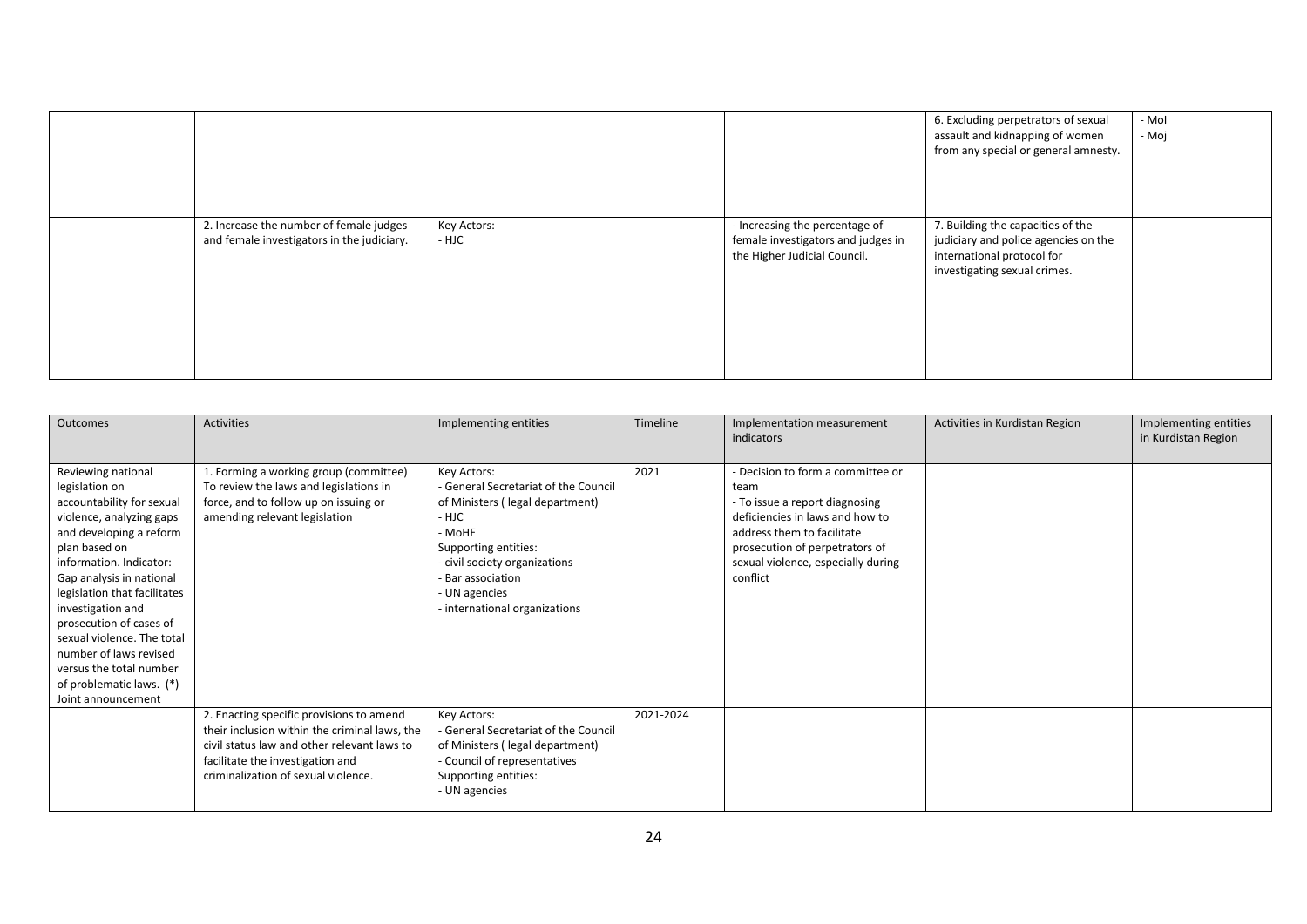| | | | | | | |
|---|---|---|---|---|---|---|
| | | | | | 6. Excluding perpetrators of sexual assault and kidnapping of women from any special or general amnesty. | - MoI<br>- Moj |
| | 2. Increase the number of female judges and female investigators in the judiciary. | Key Actors:<br>- HJC | | - Increasing the percentage of female investigators and judges in the Higher Judicial Council. | 7. Building the capacities of the judiciary and police agencies on the international protocol for investigating sexual crimes. | |

| Outcomes | Activities | Implementing entities | Timeline | Implementation measurement indicators | Activities in Kurdistan Region | Implementing entities in Kurdistan Region |
|---|---|---|---|---|---|---|
| Reviewing national legislation on accountability for sexual violence, analyzing gaps and developing a reform plan based on information. Indicator: Gap analysis in national legislation that facilitates investigation and prosecution of cases of sexual violence. The total number of laws revised versus the total number of problematic laws. (*) Joint announcement | 1. Forming a working group (committee) To review the laws and legislations in force, and to follow up on issuing or amending relevant legislation | Key Actors:<br>- General Secretariat of the Council of Ministers ( legal department)<br>- HJC<br>- MoHE<br>Supporting entities:<br>- civil society organizations<br>- Bar association<br>- UN agencies<br>- international organizations | 2021 | - Decision to form a committee or team<br>- To issue a report diagnosing deficiencies in laws and how to address them to facilitate prosecution of perpetrators of sexual violence, especially during conflict | | |
| | 2. Enacting specific provisions to amend their inclusion within the criminal laws, the civil status law and other relevant laws to facilitate the investigation and criminalization of sexual violence. | Key Actors:<br>- General Secretariat of the Council of Ministers ( legal department)<br>- Council of representatives<br>Supporting entities:<br>- UN agencies | 2021-2024 | | | |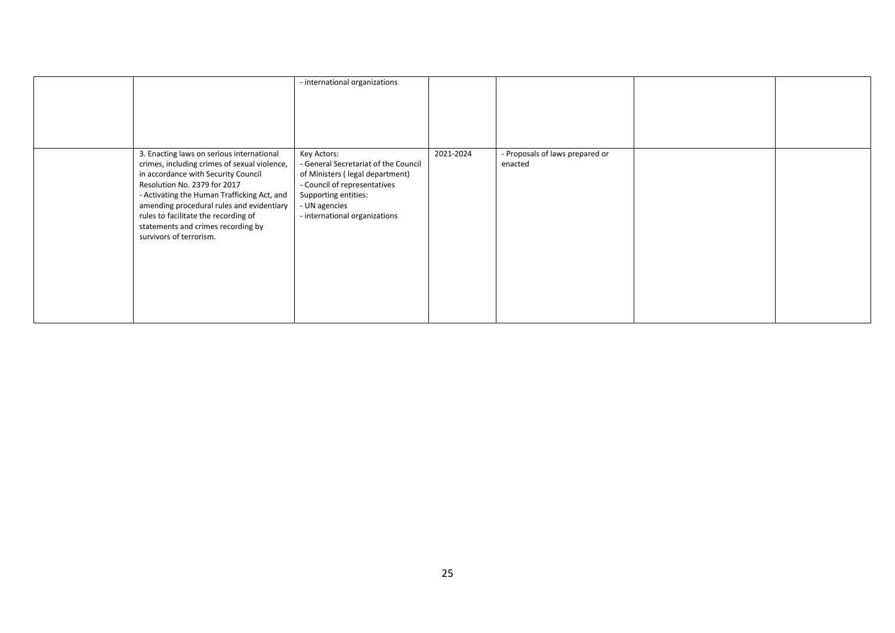| | | | | | | |
|---|---|---|---|---|---|---|
| | | - international organizations | | | | |
| | 3. Enacting laws on serious international crimes, including crimes of sexual violence, in accordance with Security Council Resolution No. 2379 for 2017<br>- Activating the Human Trafficking Act, and amending procedural rules and evidentiary rules to facilitate the recording of statements and crimes recording by survivors of terrorism. | Key Actors:<br>- General Secretariat of the Council of Ministers ( legal department)<br>- Council of representatives<br>Supporting entities:<br>- UN agencies<br>- international organizations | 2021-2024 | - Proposals of laws prepared or enacted | | |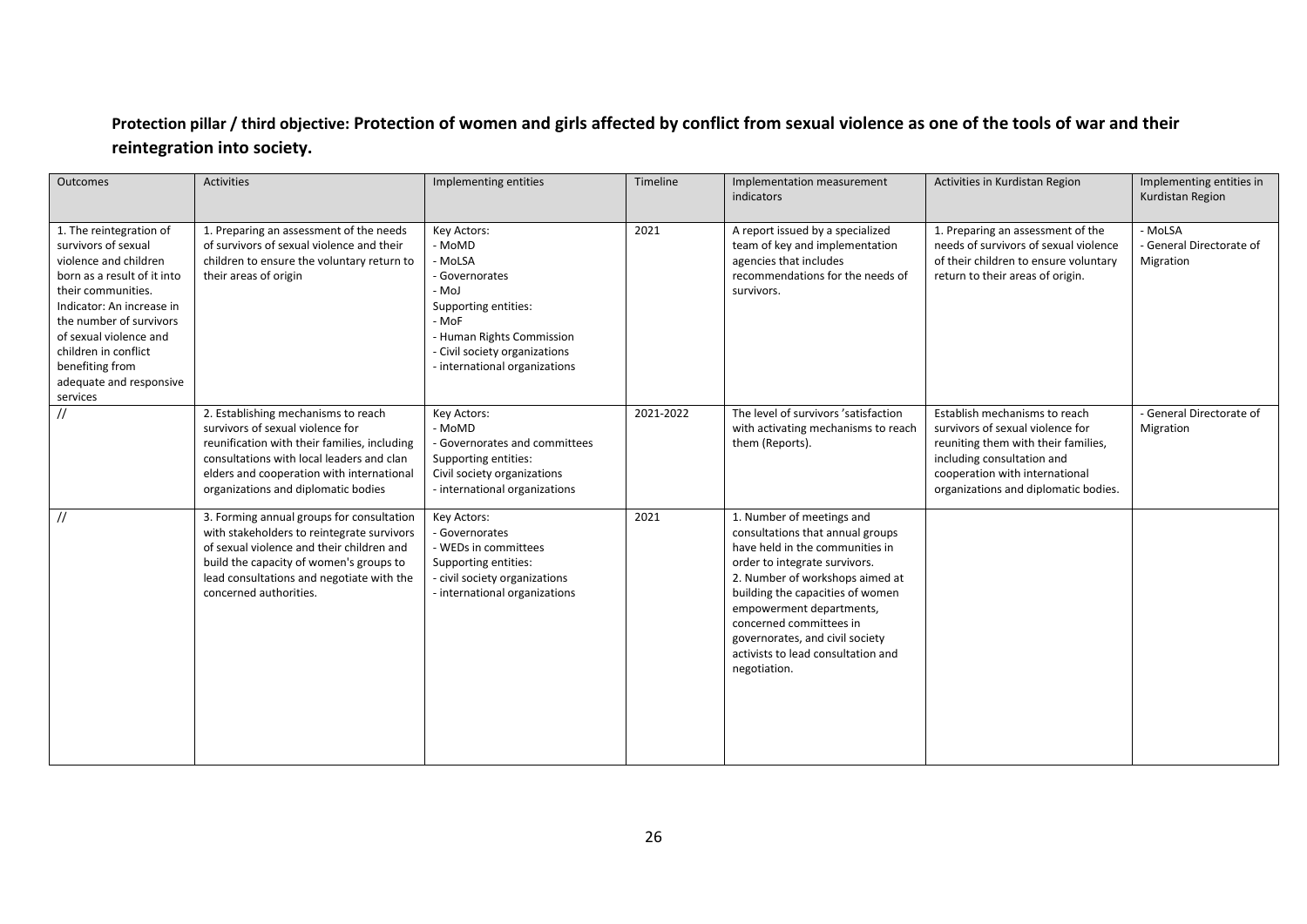**Protection pillar / third objective: Protection of women and girls affected by conflict from sexual violence as one of the tools of war and their reintegration into society.**

| Outcomes | Activities | Implementing entities | Timeline | Implementation measurement indicators | Activities in Kurdistan Region | Implementing entities in Kurdistan Region |
|---|---|---|---|---|---|---|
| 1. The reintegration of survivors of sexual violence and children born as a result of it into their communities.<br>Indicator: An increase in the number of survivors of sexual violence and children in conflict benefiting from adequate and responsive services | 1. Preparing an assessment of the needs of survivors of sexual violence and their children to ensure the voluntary return to their areas of origin | Key Actors:<br>- MoMD<br>- MoLSA<br>- Governorates<br>- MoJ<br>Supporting entities:<br>- MoF<br>- Human Rights Commission<br>- Civil society organizations<br>- international organizations | 2021 | A report issued by a specialized team of key and implementation agencies that includes recommendations for the needs of survivors. | 1. Preparing an assessment of the needs of survivors of sexual violence of their children to ensure voluntary return to their areas of origin. | - MoLSA<br>- General Directorate of Migration |
| // | 2. Establishing mechanisms to reach survivors of sexual violence for reunification with their families, including consultations with local leaders and clan elders and cooperation with international organizations and diplomatic bodies | Key Actors:<br>- MoMD<br>- Governorates and committees<br>Supporting entities:<br>Civil society organizations<br>- international organizations | 2021-2022 | The level of survivors 'satisfaction with activating mechanisms to reach them (Reports). | Establish mechanisms to reach survivors of sexual violence for reuniting them with their families, including consultation and cooperation with international organizations and diplomatic bodies. | - General Directorate of Migration |
| // | 3. Forming annual groups for consultation with stakeholders to reintegrate survivors of sexual violence and their children and build the capacity of women's groups to lead consultations and negotiate with the concerned authorities. | Key Actors:<br>- Governorates<br>- WEDs in committees<br>Supporting entities:<br>- civil society organizations<br>- international organizations | 2021 | 1. Number of meetings and consultations that annual groups have held in the communities in order to integrate survivors.<br>2. Number of workshops aimed at building the capacities of women empowerment departments, concerned committees in governorates, and civil society activists to lead consultation and negotiation. | | |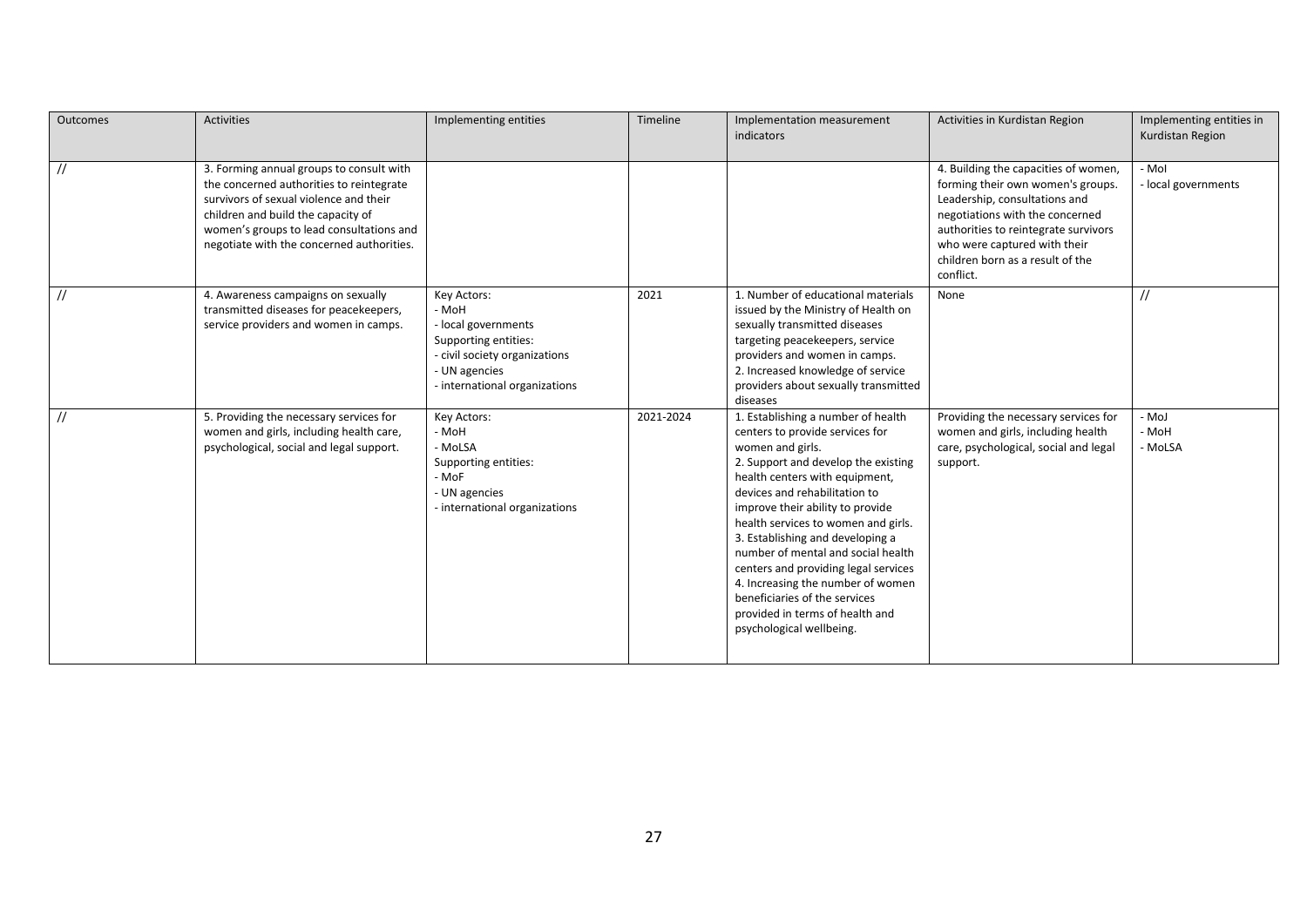| Outcomes | Activities | Implementing entities | Timeline | Implementation measurement indicators | Activities in Kurdistan Region | Implementing entities in Kurdistan Region |
|---|---|---|---|---|---|---|
| // | 3. Forming annual groups to consult with the concerned authorities to reintegrate survivors of sexual violence and their children and build the capacity of women's groups to lead consultations and negotiate with the concerned authorities. | | | | 4. Building the capacities of women, forming their own women's groups. Leadership, consultations and negotiations with the concerned authorities to reintegrate survivors who were captured with their children born as a result of the conflict. | - MoI<br>- local governments |
| // | 4. Awareness campaigns on sexually transmitted diseases for peacekeepers, service providers and women in camps. | Key Actors:<br>- MoH<br>- local governments<br>Supporting entities:<br>- civil society organizations<br>- UN agencies<br>- international organizations | 2021 | 1. Number of educational materials issued by the Ministry of Health on sexually transmitted diseases targeting peacekeepers, service providers and women in camps.<br>2. Increased knowledge of service providers about sexually transmitted diseases | None | // |
| // | 5. Providing the necessary services for women and girls, including health care, psychological, social and legal support. | Key Actors:<br>- MoH<br>- MoLSA<br>Supporting entities:<br>- MoF<br>- UN agencies<br>- international organizations | 2021-2024 | 1. Establishing a number of health centers to provide services for women and girls.<br>2. Support and develop the existing health centers with equipment, devices and rehabilitation to improve their ability to provide health services to women and girls.<br>3. Establishing and developing a number of mental and social health centers and providing legal services<br>4. Increasing the number of women beneficiaries of the services provided in terms of health and psychological wellbeing. | Providing the necessary services for women and girls, including health care, psychological, social and legal support. | - MoJ<br>- MoH<br>- MoLSA |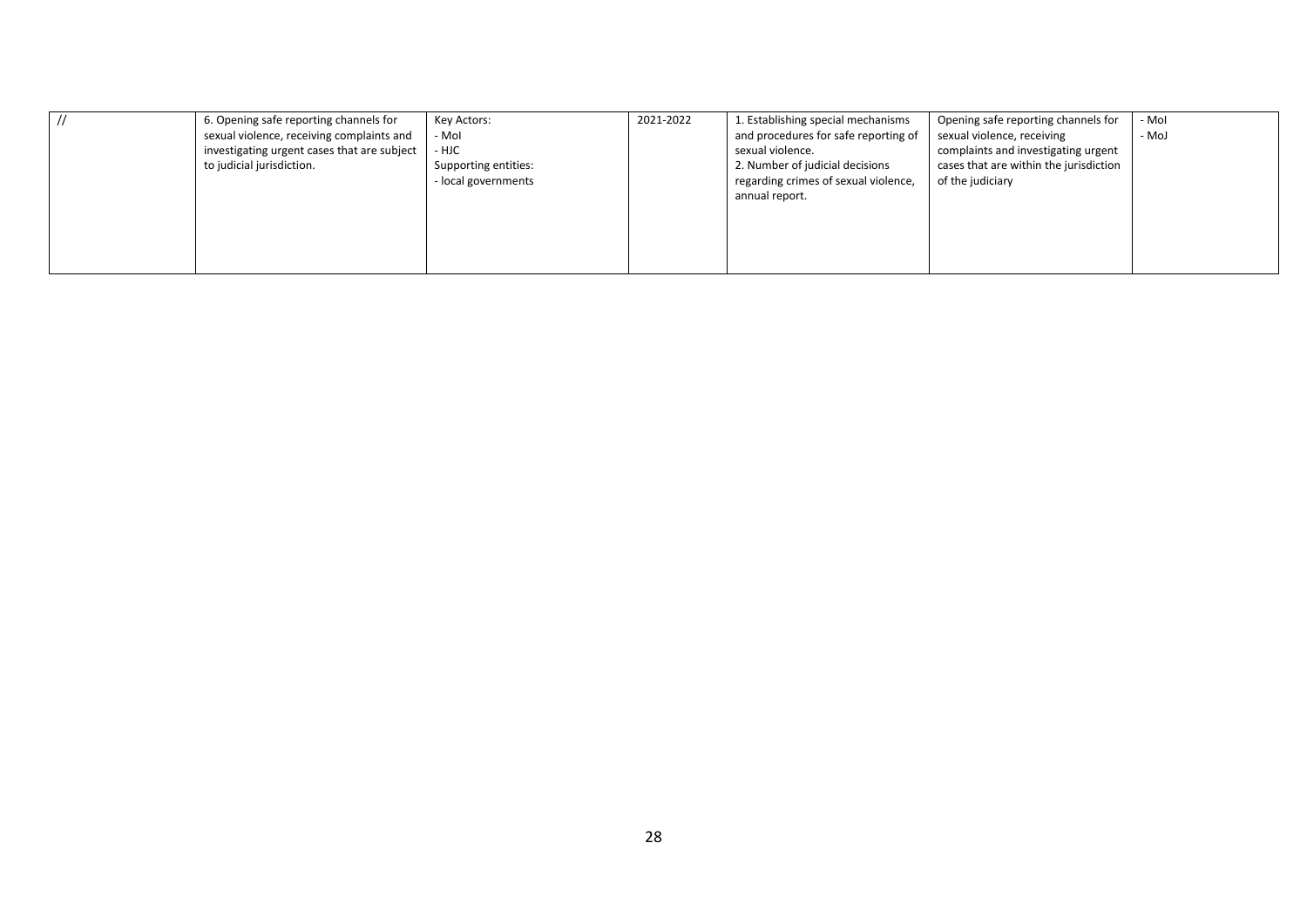| // | 6. Opening safe reporting channels for sexual violence, receiving complaints and investigating urgent cases that are subject to judicial jurisdiction. | Key Actors:<br>- MoI<br>- HJC<br>Supporting entities:<br>- local governments | 2021-2022 | 1. Establishing special mechanisms and procedures for safe reporting of sexual violence.<br>2. Number of judicial decisions regarding crimes of sexual violence, annual report. | Opening safe reporting channels for sexual violence, receiving complaints and investigating urgent cases that are within the jurisdiction of the judiciary | - MoI<br>- MoJ |
|---|---|---|---|---|---|---|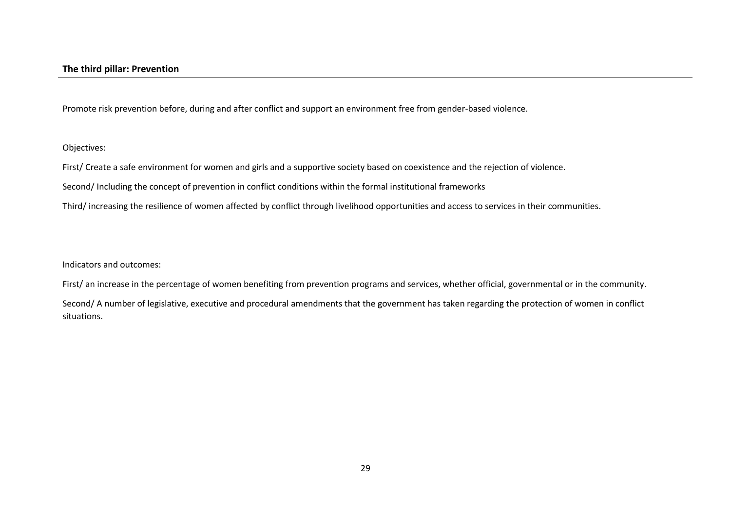## **The third pillar: Prevention**

Promote risk prevention before, during and after conflict and support an environment free from gender-based violence.

Objectives:

First/ Create a safe environment for women and girls and a supportive society based on coexistence and the rejection of violence.

Second/ Including the concept of prevention in conflict conditions within the formal institutional frameworks

Third/ increasing the resilience of women affected by conflict through livelihood opportunities and access to services in their communities.

Indicators and outcomes:

First/ an increase in the percentage of women benefiting from prevention programs and services, whether official, governmental or in the community.

Second/ A number of legislative, executive and procedural amendments that the government has taken regarding the protection of women in conflict situations.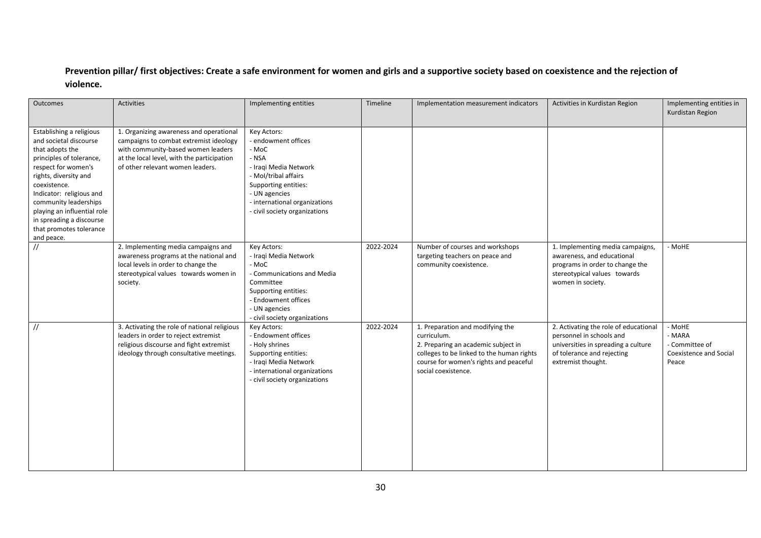**Prevention pillar/ first objectives: Create a safe environment for women and girls and a supportive society based on coexistence and the rejection of violence.**

| Outcomes | Activities | Implementing entities | Timeline | Implementation measurement indicators | Activities in Kurdistan Region | Implementing entities in Kurdistan Region |
|---|---|---|---|---|---|---|
| Establishing a religious and societal discourse that adopts the principles of tolerance, respect for women's rights, diversity and coexistence.<br>Indicator: religious and community leaderships playing an influential role in spreading a discourse that promotes tolerance and peace. | 1. Organizing awareness and operational campaigns to combat extremist ideology with community-based women leaders at the local level, with the participation of other relevant women leaders. | Key Actors:<br>- endowment offices<br>- MoC<br>- NSA<br>- Iraqi Media Network<br>- MoI/tribal affairs<br>Supporting entities:<br>- UN agencies<br>- international organizations<br>- civil society organizations | | | | |
| // | 2. Implementing media campaigns and awareness programs at the national and local levels in order to change the stereotypical values towards women in society. | Key Actors:<br>- Iraqi Media Network<br>- MoC<br>- Communications and Media Committee<br>Supporting entities:<br>- Endowment offices<br>- UN agencies<br>- civil society organizations | 2022-2024 | Number of courses and workshops targeting teachers on peace and community coexistence. | 1. Implementing media campaigns, awareness, and educational programs in order to change the stereotypical values towards women in society. | - MoHE |
| // | 3. Activating the role of national religious leaders in order to reject extremist religious discourse and fight extremist ideology through consultative meetings. | Key Actors:<br>- Endowment offices<br>- Holy shrines<br>Supporting entities:<br>- Iraqi Media Network<br>- international organizations<br>- civil society organizations | 2022-2024 | 1. Preparation and modifying the curriculum.<br>2. Preparing an academic subject in colleges to be linked to the human rights course for women's rights and peaceful social coexistence. | 2. Activating the role of educational personnel in schools and universities in spreading a culture of tolerance and rejecting extremist thought. | - MoHE<br>- MARA<br>- Committee of Coexistence and Social Peace |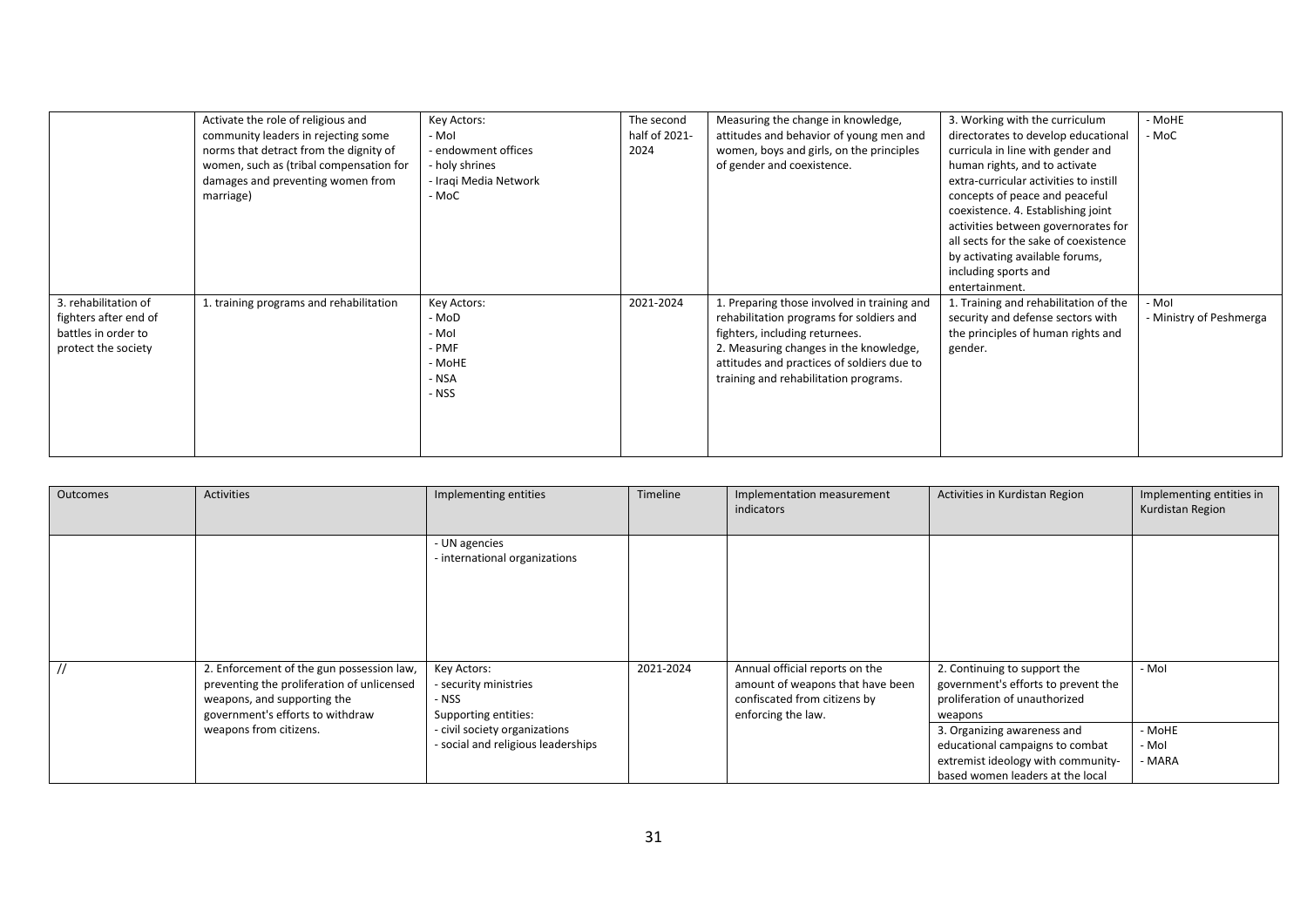| | Activate the role of religious and community leaders in rejecting some norms that detract from the dignity of women, such as (tribal compensation for damages and preventing women from marriage) | Key Actors:<br>- MoI<br>- endowment offices<br>- holy shrines<br>- Iraqi Media Network<br>- MoC | The second half of 2021-2024 | Measuring the change in knowledge, attitudes and behavior of young men and women, boys and girls, on the principles of gender and coexistence. | 3. Working with the curriculum directorates to develop educational curricula in line with gender and human rights, and to activate extra-curricular activities to instill concepts of peace and peaceful coexistence. 4. Establishing joint activities between governorates for all sects for the sake of coexistence by activating available forums, including sports and entertainment. | - MoHE<br>- MoC |
|---|---|---|---|---|---|---|
| 3. rehabilitation of fighters after end of battles in order to protect the society | 1. training programs and rehabilitation | Key Actors:<br>- MoD<br>- MoI<br>- PMF<br>- MoHE<br>- NSA<br>- NSS | 2021-2024 | 1. Preparing those involved in training and rehabilitation programs for soldiers and fighters, including returnees.<br>2. Measuring changes in the knowledge, attitudes and practices of soldiers due to training and rehabilitation programs. | 1. Training and rehabilitation of the security and defense sectors with the principles of human rights and gender. | - MoI<br>- Ministry of Peshmerga |

| Outcomes | Activities | Implementing entities | Timeline | Implementation measurement indicators | Activities in Kurdistan Region | Implementing entities in Kurdistan Region |
|---|---|---|---|---|---|---|
| | | - UN agencies<br>- international organizations | | | | |
| // | 2. Enforcement of the gun possession law, preventing the proliferation of unlicensed weapons, and supporting the government's efforts to withdraw weapons from citizens. | Key Actors:<br>- security ministries<br>- NSS<br>Supporting entities:<br>- civil society organizations<br>- social and religious leaderships | 2021-2024 | Annual official reports on the amount of weapons that have been confiscated from citizens by enforcing the law. | 2. Continuing to support the government's efforts to prevent the proliferation of unauthorized weapons | - MoI |
| | | | | | 3. Organizing awareness and educational campaigns to combat extremist ideology with community-based women leaders at the local | - MoHE<br>- MoI<br>- MARA |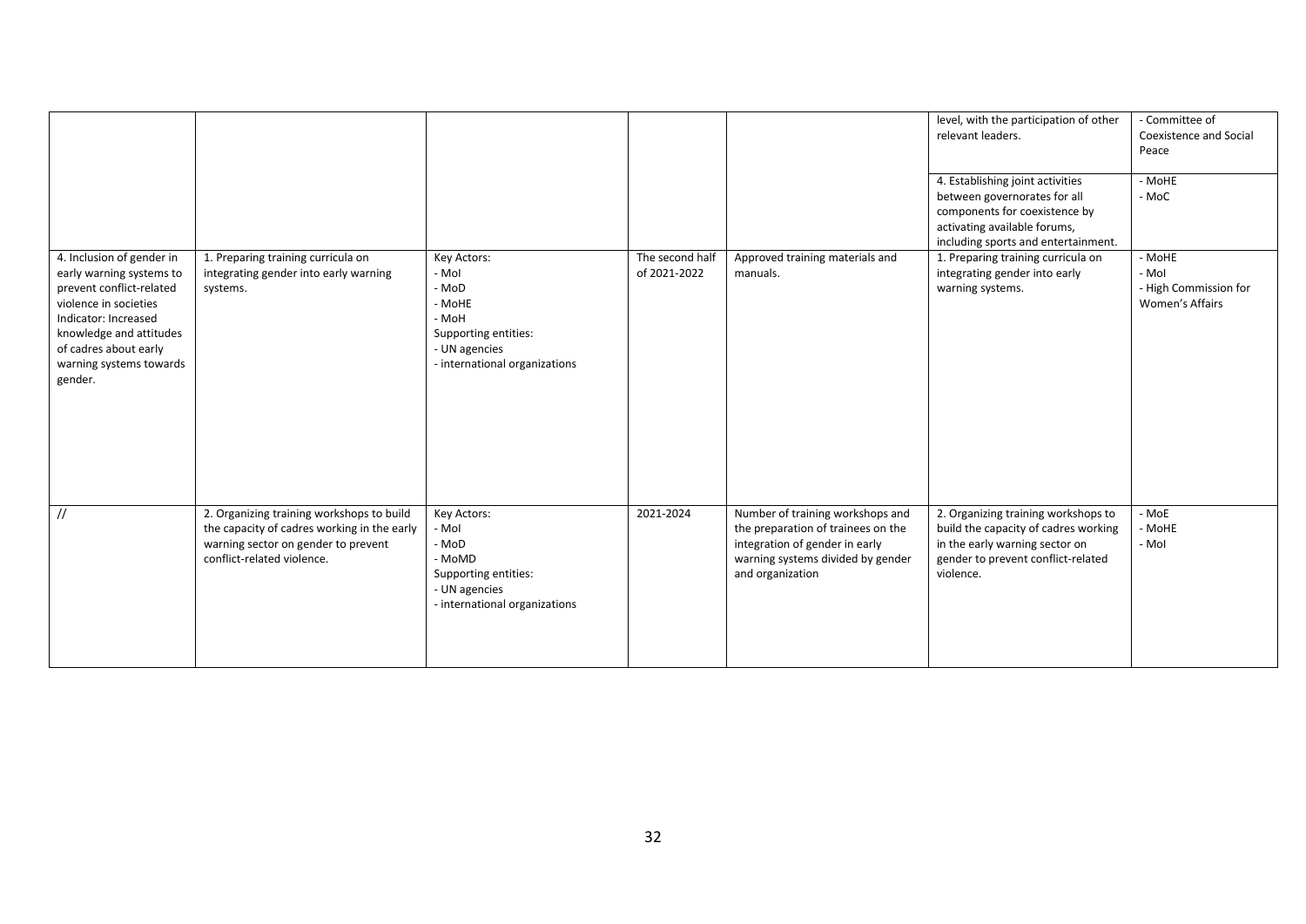| | | | | | level, with the participation of other relevant leaders. | - Committee of Coexistence and Social Peace |
|---|---|---|---|---|---|---|
| | | | | | 4. Establishing joint activities between governorates for all components for coexistence by activating available forums, including sports and entertainment. | - MoHE<br>- MoC |
| 4. Inclusion of gender in early warning systems to prevent conflict-related violence in societies<br>Indicator: Increased knowledge and attitudes of cadres about early warning systems towards gender. | 1. Preparing training curricula on integrating gender into early warning systems. | Key Actors:<br>- MoI<br>- MoD<br>- MoHE<br>- MoH<br>Supporting entities:<br>- UN agencies<br>- international organizations | The second half of 2021-2022 | Approved training materials and manuals. | 1. Preparing training curricula on integrating gender into early warning systems. | - MoHE<br>- MoI<br>- High Commission for Women's Affairs |
| // | 2. Organizing training workshops to build the capacity of cadres working in the early warning sector on gender to prevent conflict-related violence. | Key Actors:<br>- MoI<br>- MoD<br>- MoMD<br>Supporting entities:<br>- UN agencies<br>- international organizations | 2021-2024 | Number of training workshops and the preparation of trainees on the integration of gender in early warning systems divided by gender and organization | 2. Organizing training workshops to build the capacity of cadres working in the early warning sector on gender to prevent conflict-related violence. | - MoE<br>- MoHE<br>- MoI |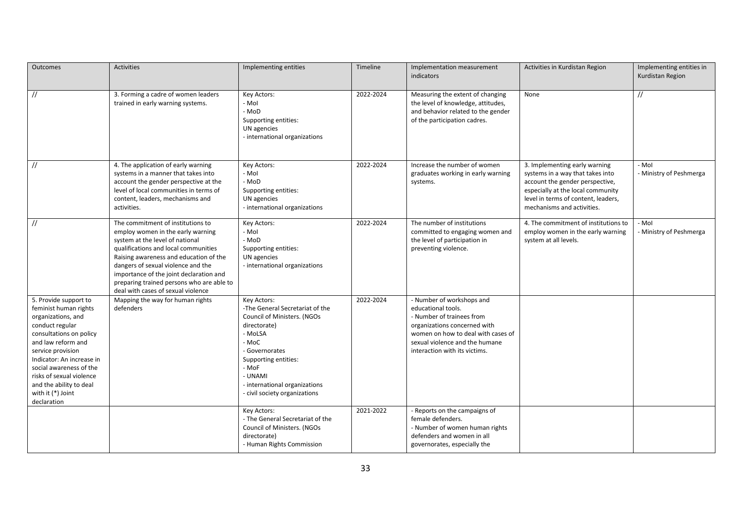| Outcomes | Activities | Implementing entities | Timeline | Implementation measurement indicators | Activities in Kurdistan Region | Implementing entities in Kurdistan Region |
|---|---|---|---|---|---|---|
| // | 3. Forming a cadre of women leaders trained in early warning systems. | Key Actors:<br>- MoI<br>- MoD<br>Supporting entities:<br>UN agencies<br>- international organizations | 2022-2024 | Measuring the extent of changing the level of knowledge, attitudes, and behavior related to the gender of the participation cadres. | None | // |
| // | 4. The application of early warning systems in a manner that takes into account the gender perspective at the level of local communities in terms of content, leaders, mechanisms and activities. | Key Actors:<br>- MoI<br>- MoD<br>Supporting entities:<br>UN agencies<br>- international organizations | 2022-2024 | Increase the number of women graduates working in early warning systems. | 3. Implementing early warning systems in a way that takes into account the gender perspective, especially at the local community level in terms of content, leaders, mechanisms and activities. | - MoI<br>- Ministry of Peshmerga |
| // | The commitment of institutions to employ women in the early warning system at the level of national qualifications and local communities<br>Raising awareness and education of the dangers of sexual violence and the importance of the joint declaration and preparing trained persons who are able to deal with cases of sexual violence | Key Actors:<br>- MoI<br>- MoD<br>Supporting entities:<br>UN agencies<br>- international organizations | 2022-2024 | The number of institutions committed to engaging women and the level of participation in preventing violence. | 4. The commitment of institutions to employ women in the early warning system at all levels. | - MoI<br>- Ministry of Peshmerga |
| 5. Provide support to feminist human rights organizations, and conduct regular consultations on policy and law reform and service provision<br>Indicator: An increase in social awareness of the risks of sexual violence and the ability to deal with it (*) Joint declaration | Mapping the way for human rights defenders | Key Actors:<br>-The General Secretariat of the Council of Ministers. (NGOs directorate)<br>- MoLSA<br>- MoC<br>- Governorates<br>Supporting entities:<br>- MoF<br>- UNAMI<br>- international organizations<br>- civil society organizations | 2022-2024 | - Number of workshops and educational tools.<br>- Number of trainees from organizations concerned with women on how to deal with cases of sexual violence and the humane interaction with its victims. | | |
| | | Key Actors:<br>- The General Secretariat of the Council of Ministers. (NGOs directorate)<br>- Human Rights Commission | 2021-2022 | - Reports on the campaigns of female defenders.<br>- Number of women human rights defenders and women in all governorates, especially the | | |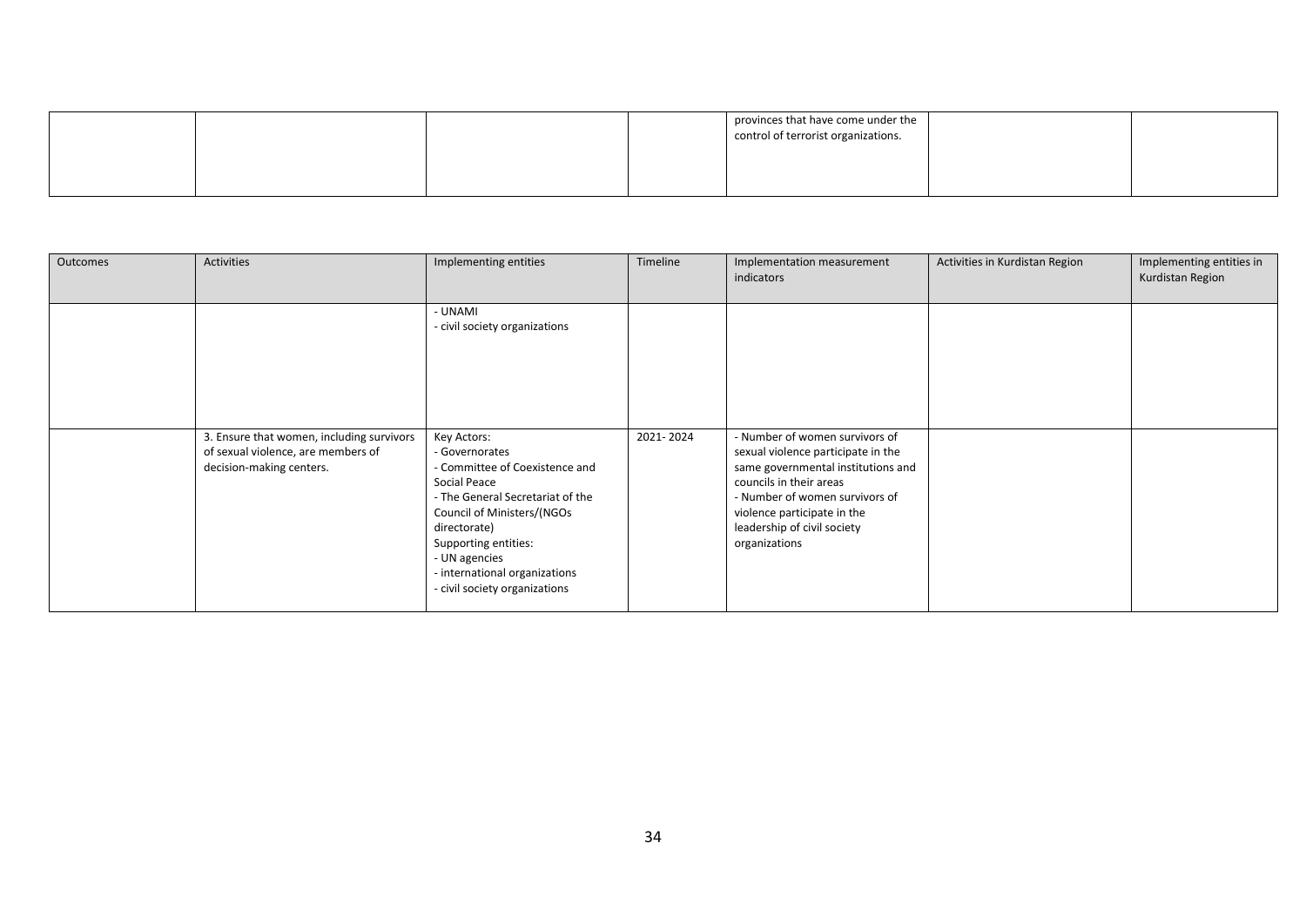| | | | | provinces that have come under the control of terrorist organizations. | | |
|---|---|---|---|---|---|---|

| Outcomes | Activities | Implementing entities | Timeline | Implementation measurement indicators | Activities in Kurdistan Region | Implementing entities in Kurdistan Region |
|---|---|---|---|---|---|---|
| | | - UNAMI<br>- civil society organizations | | | | |
| | 3. Ensure that women, including survivors of sexual violence, are members of decision-making centers. | Key Actors:<br>- Governorates<br>- Committee of Coexistence and Social Peace<br>- The General Secretariat of the Council of Ministers/(NGOs directorate)<br>Supporting entities:<br>- UN agencies<br>- international organizations<br>- civil society organizations | 2021- 2024 | - Number of women survivors of sexual violence participate in the same governmental institutions and councils in their areas<br>- Number of women survivors of violence participate in the leadership of civil society organizations | | |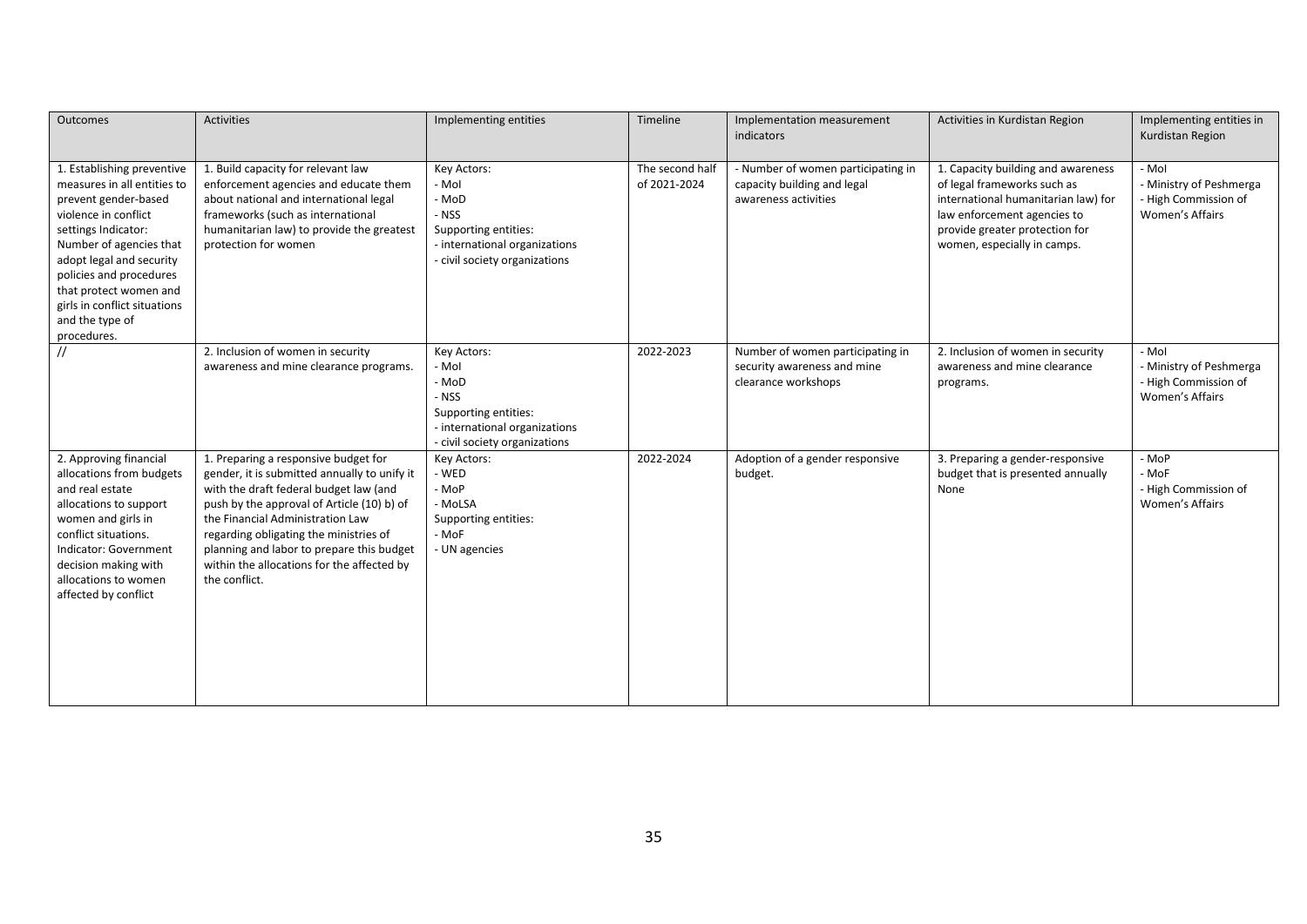| Outcomes | Activities | Implementing entities | Timeline | Implementation measurement indicators | Activities in Kurdistan Region | Implementing entities in Kurdistan Region |
|---|---|---|---|---|---|---|
| 1. Establishing preventive measures in all entities to prevent gender-based violence in conflict settings Indicator: Number of agencies that adopt legal and security policies and procedures that protect women and girls in conflict situations and the type of procedures. | 1. Build capacity for relevant law enforcement agencies and educate them about national and international legal frameworks (such as international humanitarian law) to provide the greatest protection for women | Key Actors:<br>- MoI<br>- MoD<br>- NSS<br>Supporting entities:<br>- international organizations<br>- civil society organizations | The second half of 2021-2024 | - Number of women participating in capacity building and legal awareness activities | 1. Capacity building and awareness of legal frameworks such as international humanitarian law) for law enforcement agencies to provide greater protection for women, especially in camps. | - MoI<br>- Ministry of Peshmerga<br>- High Commission of Women's Affairs |
| // | 2. Inclusion of women in security awareness and mine clearance programs. | Key Actors:<br>- MoI<br>- MoD<br>- NSS<br>Supporting entities:<br>- international organizations<br>- civil society organizations | 2022-2023 | Number of women participating in security awareness and mine clearance workshops | 2. Inclusion of women in security awareness and mine clearance programs. | - MoI<br>- Ministry of Peshmerga<br>- High Commission of Women's Affairs |
| 2. Approving financial allocations from budgets and real estate allocations to support women and girls in conflict situations. Indicator: Government decision making with allocations to women affected by conflict | 1. Preparing a responsive budget for gender, it is submitted annually to unify it with the draft federal budget law (and push by the approval of Article (10) b) of the Financial Administration Law regarding obligating the ministries of planning and labor to prepare this budget within the allocations for the affected by the conflict. | Key Actors:<br>- WED<br>- MoP<br>- MoLSA<br>Supporting entities:<br>- MoF<br>- UN agencies | 2022-2024 | Adoption of a gender responsive budget. | 3. Preparing a gender-responsive budget that is presented annually None | - MoP<br>- MoF<br>- High Commission of Women's Affairs |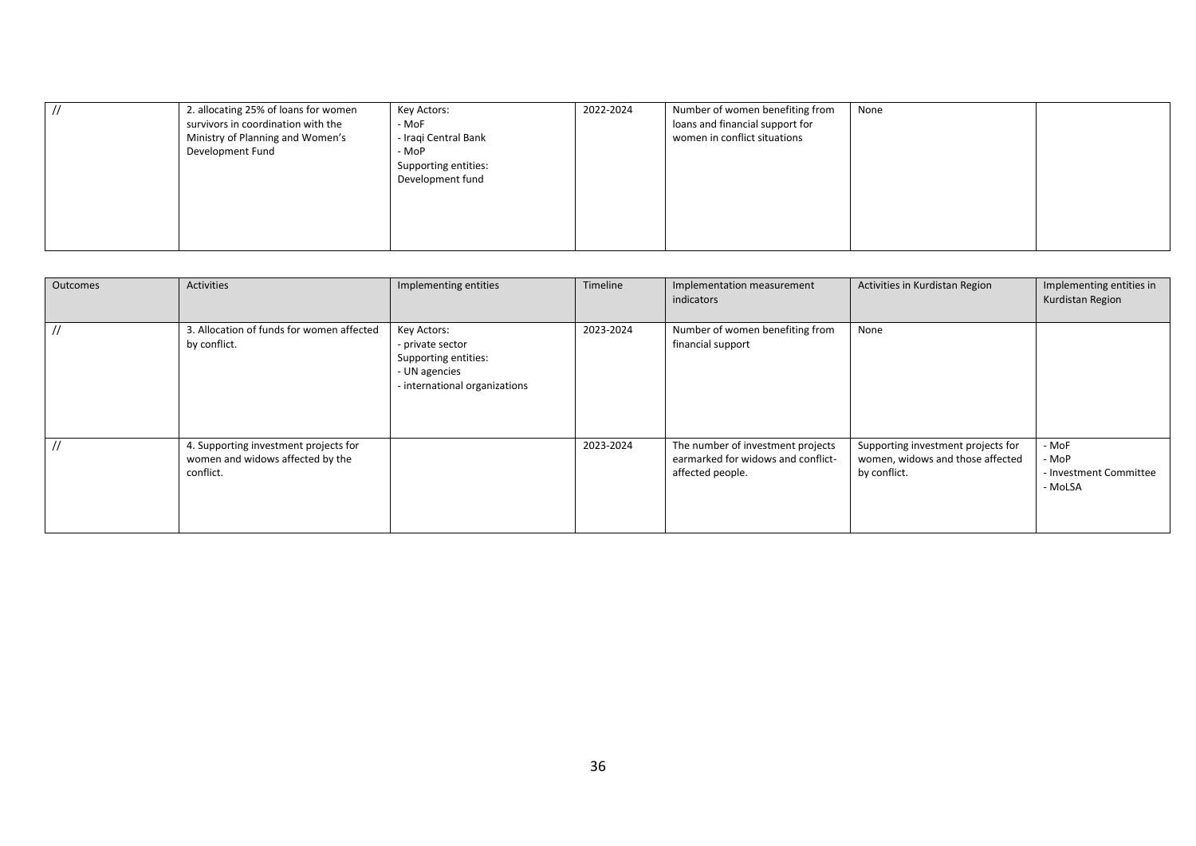| // | 2. allocating 25% of loans for women survivors in coordination with the Ministry of Planning and Women's Development Fund | Key Actors:<br>- MoF<br>- Iraqi Central Bank<br>- MoP<br>Supporting entities:<br>Development fund | 2022-2024 | Number of women benefiting from loans and financial support for women in conflict situations | None | |
|---|---|---|---|---|---|---|

| Outcomes | Activities | Implementing entities | Timeline | Implementation measurement indicators | Activities in Kurdistan Region | Implementing entities in Kurdistan Region |
|---|---|---|---|---|---|---|
| // | 3. Allocation of funds for women affected by conflict. | Key Actors:<br>- private sector<br>Supporting entities:<br>- UN agencies<br>- international organizations | 2023-2024 | Number of women benefiting from financial support | None | |
| // | 4. Supporting investment projects for women and widows affected by the conflict. | | 2023-2024 | The number of investment projects earmarked for widows and conflict-affected people. | Supporting investment projects for women, widows and those affected by conflict. | - MoF<br>- MoP<br>- Investment Committee<br>- MoLSA |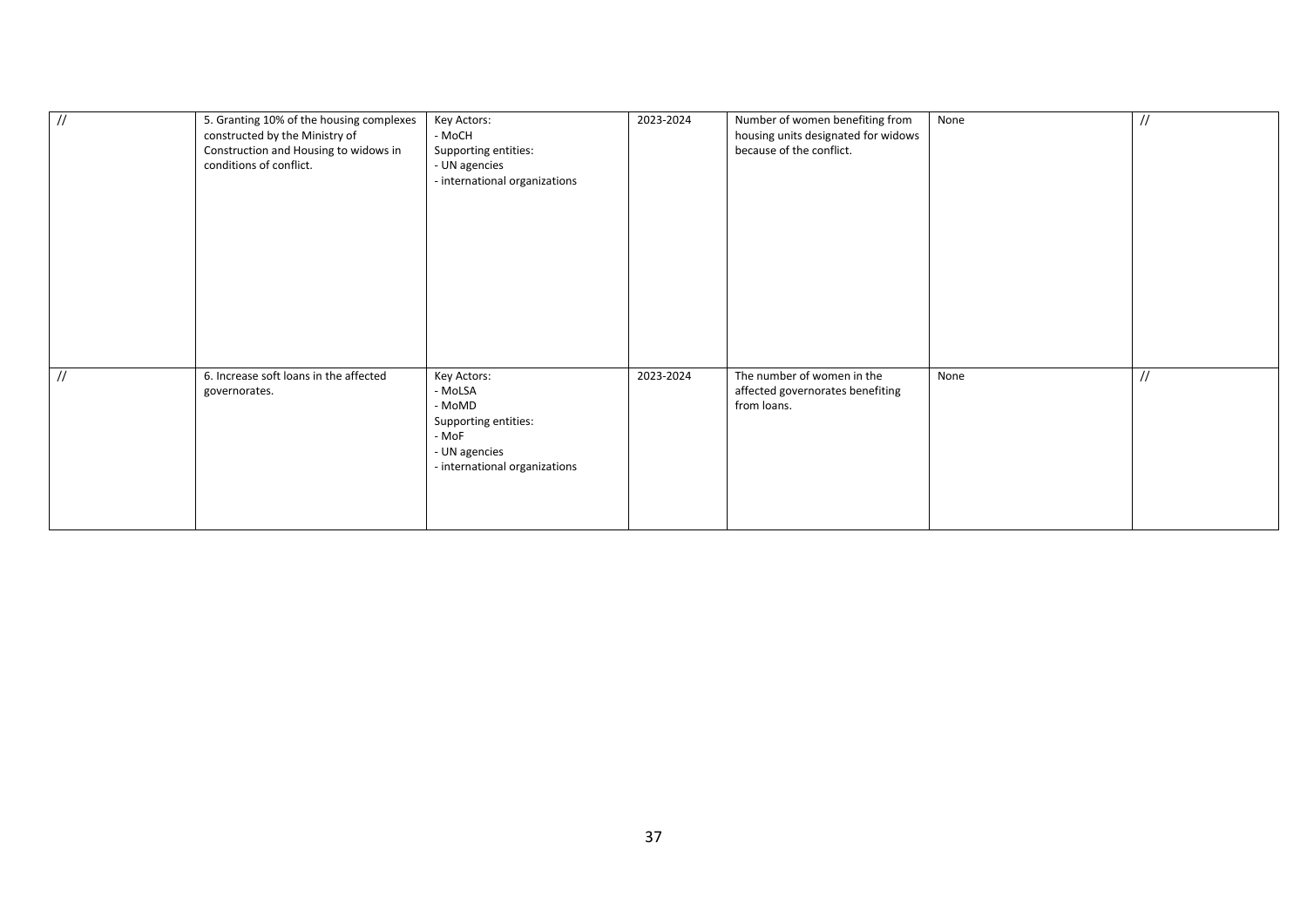| // | 5. Granting 10% of the housing complexes constructed by the Ministry of Construction and Housing to widows in conditions of conflict. | Key Actors:<br>- MoCH<br>Supporting entities:<br>- UN agencies<br>- international organizations | 2023-2024 | Number of women benefiting from housing units designated for widows because of the conflict. | None | // |
|---|---|---|---|---|---|---|
| // | 6. Increase soft loans in the affected governorates. | Key Actors:<br>- MoLSA<br>- MoMD<br>Supporting entities:<br>- MoF<br>- UN agencies<br>- international organizations | 2023-2024 | The number of women in the affected governorates benefiting from loans. | None | // |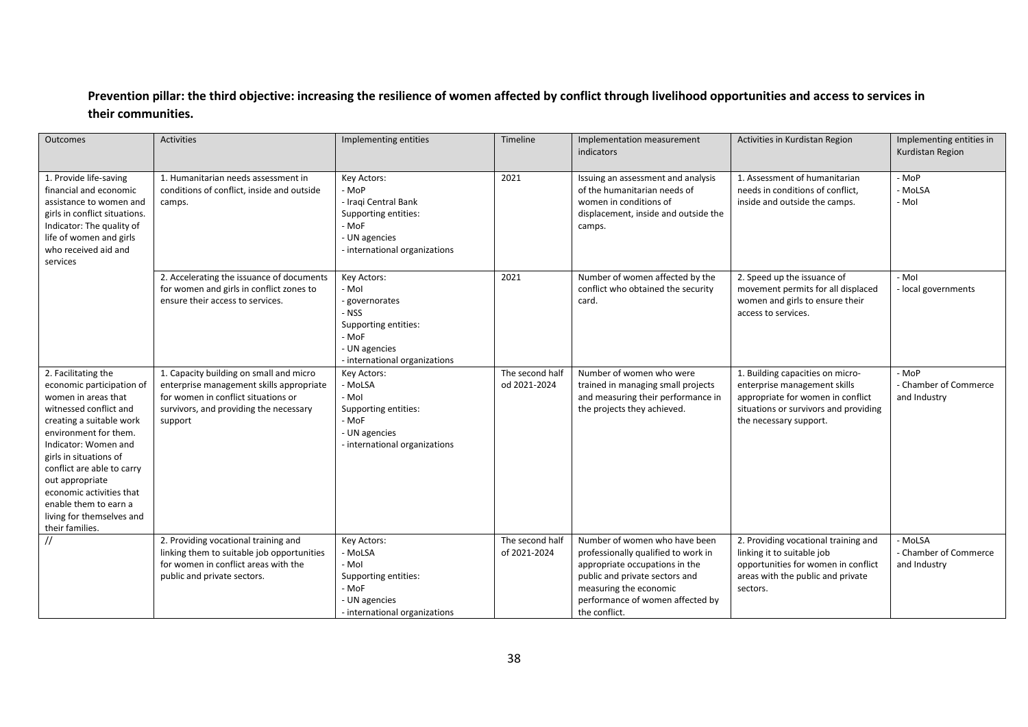**Prevention pillar: the third objective: increasing the resilience of women affected by conflict through livelihood opportunities and access to services in their communities.**

| Outcomes | Activities | Implementing entities | Timeline | Implementation measurement indicators | Activities in Kurdistan Region | Implementing entities in Kurdistan Region |
|---|---|---|---|---|---|---|
| 1. Provide life-saving financial and economic assistance to women and girls in conflict situations. Indicator: The quality of life of women and girls who received aid and services | 1. Humanitarian needs assessment in conditions of conflict, inside and outside camps. | Key Actors:<br>- MoP<br>- Iraqi Central Bank<br>Supporting entities:<br>- MoF<br>- UN agencies<br>- international organizations | 2021 | Issuing an assessment and analysis of the humanitarian needs of women in conditions of displacement, inside and outside the camps. | 1. Assessment of humanitarian needs in conditions of conflict, inside and outside the camps. | - MoP<br>- MoLSA<br>- MoI |
| | 2. Accelerating the issuance of documents for women and girls in conflict zones to ensure their access to services. | Key Actors:<br>- MoI<br>- governorates<br>- NSS<br>Supporting entities:<br>- MoF<br>- UN agencies<br>- international organizations | 2021 | Number of women affected by the conflict who obtained the security card. | 2. Speed up the issuance of movement permits for all displaced women and girls to ensure their access to services. | - MoI<br>- local governments |
| 2. Facilitating the economic participation of women in areas that witnessed conflict and creating a suitable work environment for them. Indicator: Women and girls in situations of conflict are able to carry out appropriate economic activities that enable them to earn a living for themselves and their families. | 1. Capacity building on small and micro enterprise management skills appropriate for women in conflict situations or survivors, and providing the necessary support | Key Actors:<br>- MoLSA<br>- MoI<br>Supporting entities:<br>- MoF<br>- UN agencies<br>- international organizations | The second half od 2021-2024 | Number of women who were trained in managing small projects and measuring their performance in the projects they achieved. | 1. Building capacities on micro-enterprise management skills appropriate for women in conflict situations or survivors and providing the necessary support. | - MoP<br>- Chamber of Commerce and Industry |
| // | 2. Providing vocational training and linking them to suitable job opportunities for women in conflict areas with the public and private sectors. | Key Actors:<br>- MoLSA<br>- MoI<br>Supporting entities:<br>- MoF<br>- UN agencies<br>- international organizations | The second half of 2021-2024 | Number of women who have been professionally qualified to work in appropriate occupations in the public and private sectors and measuring the economic performance of women affected by the conflict. | 2. Providing vocational training and linking it to suitable job opportunities for women in conflict areas with the public and private sectors. | - MoLSA<br>- Chamber of Commerce and Industry |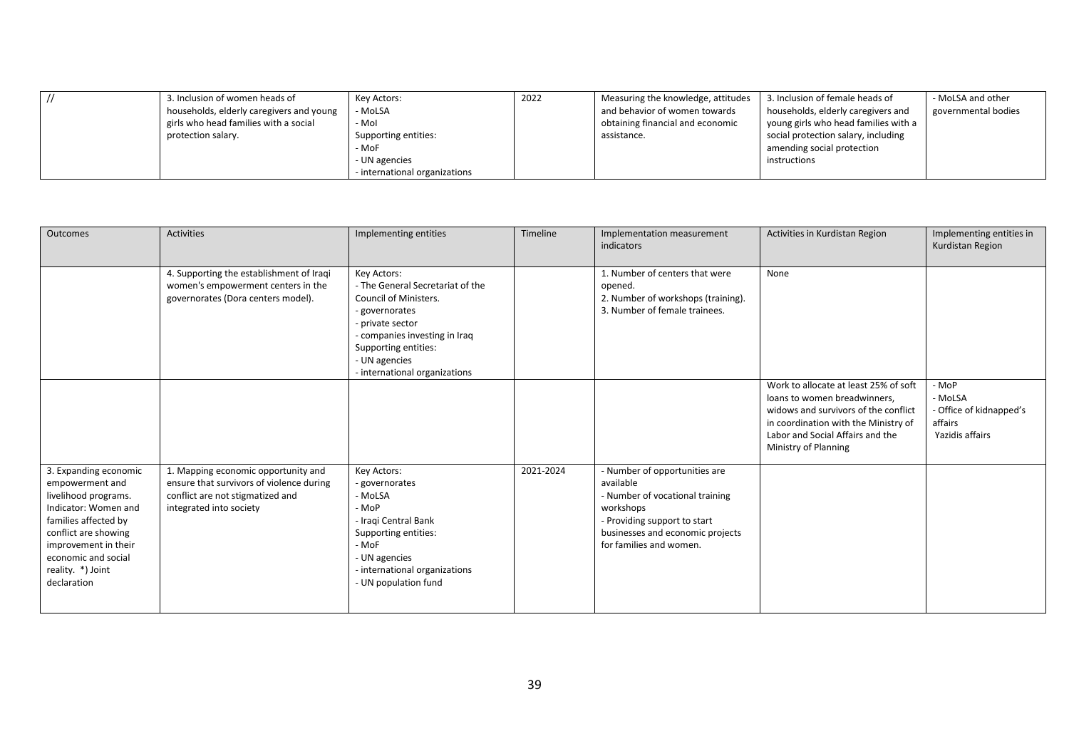| | | | | | | |
|---|---|---|---|---|---|---|
| // | 3. Inclusion of women heads of households, elderly caregivers and young girls who head families with a social protection salary. | Key Actors:<br>- MoLSA<br>- MoI<br>Supporting entities:<br>- MoF<br>- UN agencies<br>- international organizations | 2022 | Measuring the knowledge, attitudes and behavior of women towards obtaining financial and economic assistance. | 3. Inclusion of female heads of households, elderly caregivers and young girls who head families with a social protection salary, including amending social protection instructions | - MoLSA and other governmental bodies |

| Outcomes | Activities | Implementing entities | Timeline | Implementation measurement indicators | Activities in Kurdistan Region | Implementing entities in Kurdistan Region |
|---|---|---|---|---|---|---|
| | 4. Supporting the establishment of Iraqi women's empowerment centers in the governorates (Dora centers model). | Key Actors:<br>- The General Secretariat of the Council of Ministers.<br>- governorates<br>- private sector<br>- companies investing in Iraq<br>Supporting entities:<br>- UN agencies<br>- international organizations | | 1. Number of centers that were opened.<br>2. Number of workshops (training).<br>3. Number of female trainees. | None | |
| | | | | | Work to allocate at least 25% of soft loans to women breadwinners, widows and survivors of the conflict in coordination with the Ministry of Labor and Social Affairs and the Ministry of Planning | - MoP<br>- MoLSA<br>- Office of kidnapped's affairs<br>Yazidis affairs |
| 3. Expanding economic empowerment and livelihood programs. Indicator: Women and families affected by conflict are showing improvement in their economic and social reality. *) Joint declaration | 1. Mapping economic opportunity and ensure that survivors of violence during conflict are not stigmatized and integrated into society | Key Actors:<br>- governorates<br>- MoLSA<br>- MoP<br>- Iraqi Central Bank<br>Supporting entities:<br>- MoF<br>- UN agencies<br>- international organizations<br>- UN population fund | 2021-2024 | - Number of opportunities are available<br>- Number of vocational training workshops<br>- Providing support to start businesses and economic projects for families and women. | | |